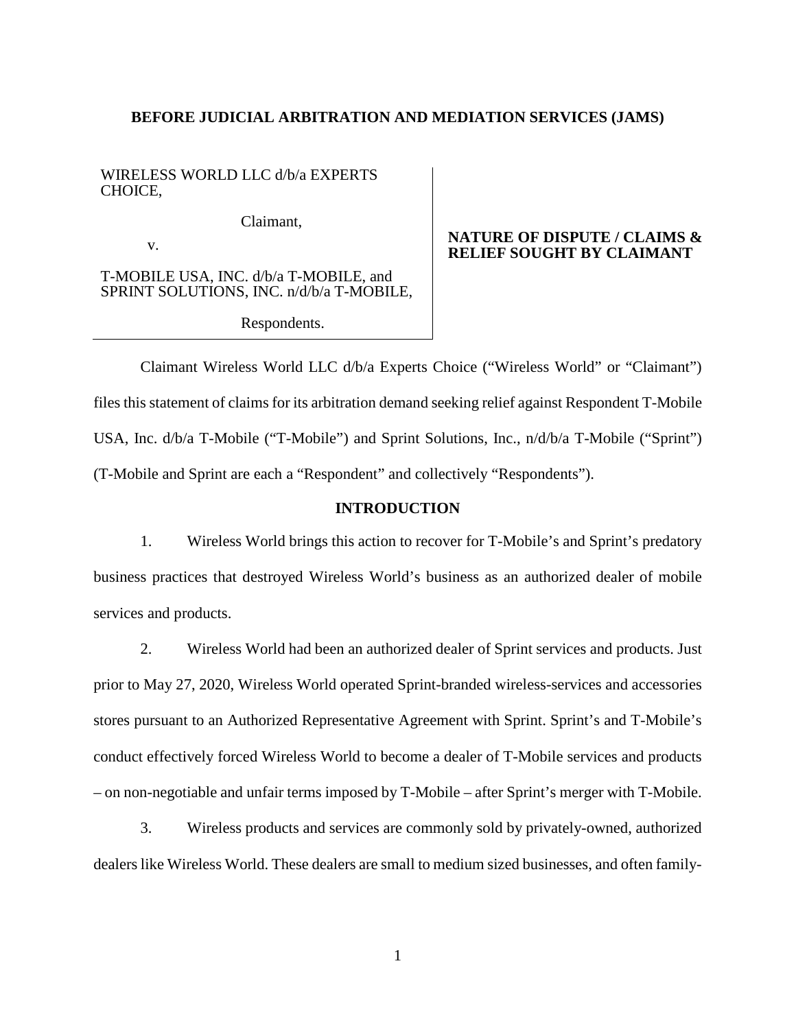**BEFORE JUDICIAL ARBITRATION AND MEDIATION SERVICES (JAMS)**

WIRELESS WORLD LLC d/b/a EXPERTS CHOICE,

Claimant,

v.

T-MOBILE USA, INC. d/b/a T-MOBILE, and SPRINT SOLUTIONS, INC. n/d/b/a T-MOBILE,

Respondents.

**NATURE OF DISPUTE / CLAIMS & RELIEF SOUGHT BY CLAIMANT**

Claimant Wireless World LLC d/b/a Experts Choice ("Wireless World" or "Claimant") files this statement of claims for its arbitration demand seeking relief against Respondent T-Mobile USA, Inc. d/b/a T-Mobile ("T-Mobile") and Sprint Solutions, Inc., n/d/b/a T-Mobile ("Sprint") (T-Mobile and Sprint are each a "Respondent" and collectively "Respondents").

**INTRODUCTION**

1. Wireless World brings this action to recover for T-Mobile's and Sprint's predatory business practices that destroyed Wireless World's business as an authorized dealer of mobile services and products.

2. Wireless World had been an authorized dealer of Sprint services and products. Just prior to May 27, 2020, Wireless World operated Sprint-branded wireless-services and accessories stores pursuant to an Authorized Representative Agreement with Sprint. Sprint's and T-Mobile's conduct effectively forced Wireless World to become a dealer of T-Mobile services and products – on non-negotiable and unfair terms imposed by T-Mobile – after Sprint's merger with T-Mobile.

3. Wireless products and services are commonly sold by privately-owned, authorized dealers like Wireless World. These dealers are small to medium sized businesses, and often family-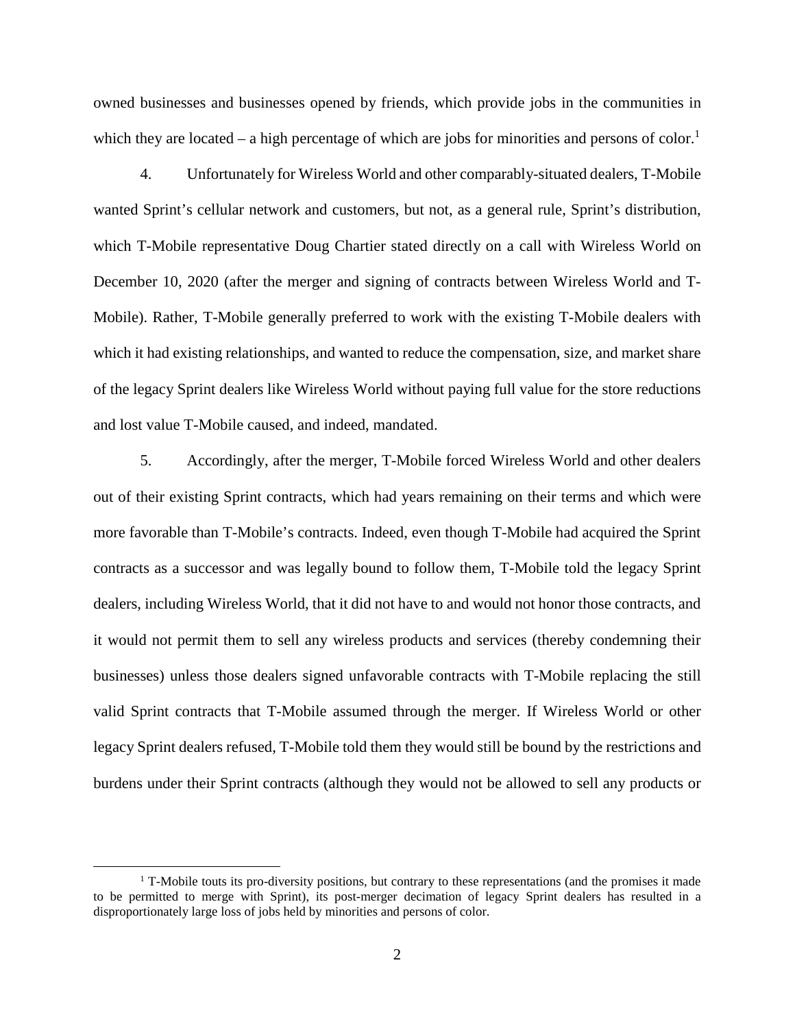owned businesses and businesses opened by friends, which provide jobs in the communities in which they are located – a high percentage of which are jobs for minorities and persons of color.[1]

4. Unfortunately for Wireless World and other comparably-situated dealers, T-Mobile wanted Sprint's cellular network and customers, but not, as a general rule, Sprint's distribution, which T-Mobile representative Doug Chartier stated directly on a call with Wireless World on December 10, 2020 (after the merger and signing of contracts between Wireless World and T-Mobile). Rather, T-Mobile generally preferred to work with the existing T-Mobile dealers with which it had existing relationships, and wanted to reduce the compensation, size, and market share of the legacy Sprint dealers like Wireless World without paying full value for the store reductions and lost value T-Mobile caused, and indeed, mandated.

5. Accordingly, after the merger, T-Mobile forced Wireless World and other dealers out of their existing Sprint contracts, which had years remaining on their terms and which were more favorable than T-Mobile's contracts. Indeed, even though T-Mobile had acquired the Sprint contracts as a successor and was legally bound to follow them, T-Mobile told the legacy Sprint dealers, including Wireless World, that it did not have to and would not honor those contracts, and it would not permit them to sell any wireless products and services (thereby condemning their businesses) unless those dealers signed unfavorable contracts with T-Mobile replacing the still valid Sprint contracts that T-Mobile assumed through the merger. If Wireless World or other legacy Sprint dealers refused, T-Mobile told them they would still be bound by the restrictions and burdens under their Sprint contracts (although they would not be allowed to sell any products or

[1] T-Mobile touts its pro-diversity positions, but contrary to these representations (and the promises it made to be permitted to merge with Sprint), its post-merger decimation of legacy Sprint dealers has resulted in a disproportionately large loss of jobs held by minorities and persons of color.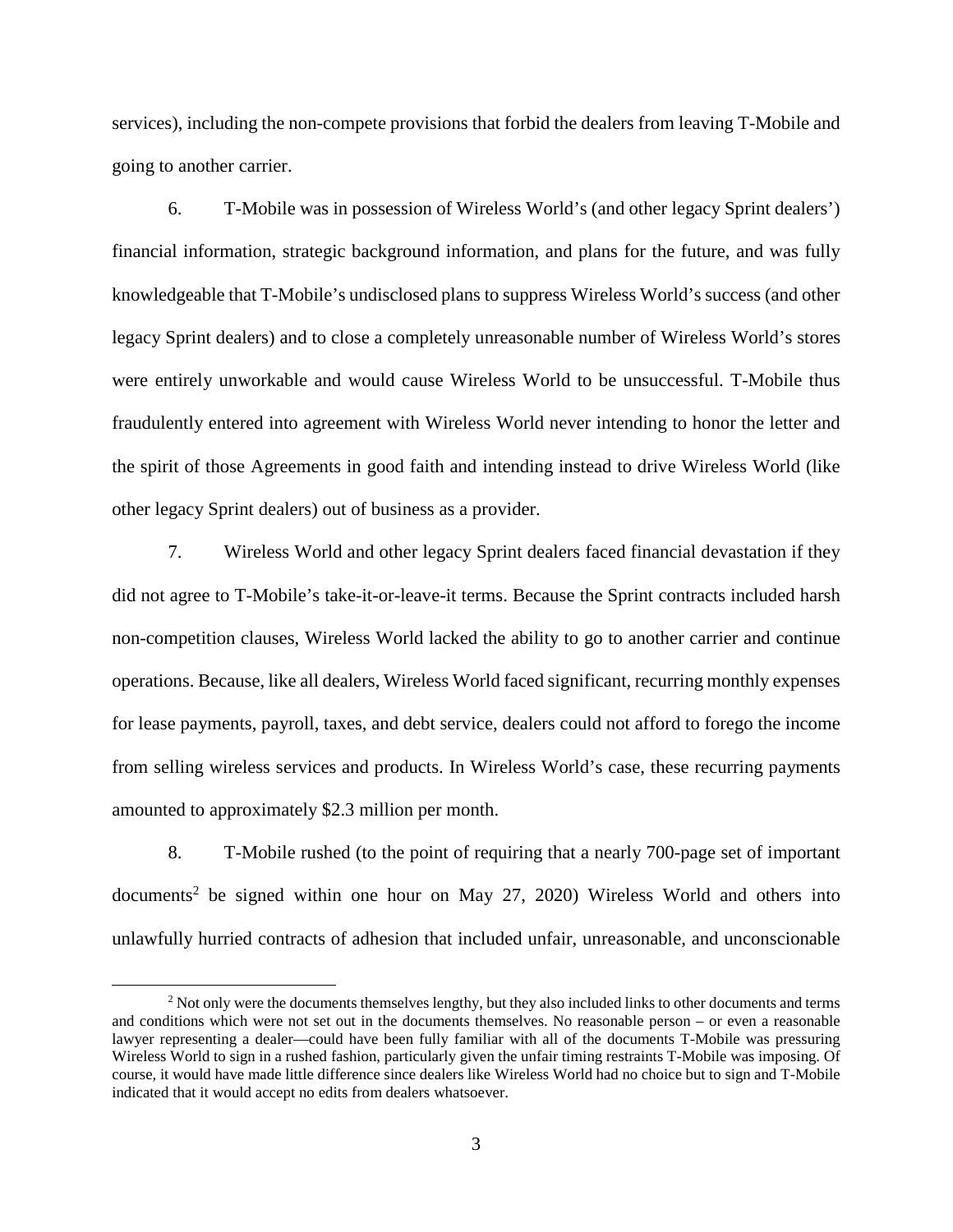services), including the non-compete provisions that forbid the dealers from leaving T-Mobile and going to another carrier.

6. T-Mobile was in possession of Wireless World's (and other legacy Sprint dealers') financial information, strategic background information, and plans for the future, and was fully knowledgeable that T-Mobile's undisclosed plans to suppress Wireless World's success (and other legacy Sprint dealers) and to close a completely unreasonable number of Wireless World's stores were entirely unworkable and would cause Wireless World to be unsuccessful. T-Mobile thus fraudulently entered into agreement with Wireless World never intending to honor the letter and the spirit of those Agreements in good faith and intending instead to drive Wireless World (like other legacy Sprint dealers) out of business as a provider.

7. Wireless World and other legacy Sprint dealers faced financial devastation if they did not agree to T-Mobile's take-it-or-leave-it terms. Because the Sprint contracts included harsh non-competition clauses, Wireless World lacked the ability to go to another carrier and continue operations. Because, like all dealers, Wireless World faced significant, recurring monthly expenses for lease payments, payroll, taxes, and debt service, dealers could not afford to forego the income from selling wireless services and products. In Wireless World's case, these recurring payments amounted to approximately $2.3 million per month.

8. T-Mobile rushed (to the point of requiring that a nearly 700-page set of important documents[2] be signed within one hour on May 27, 2020) Wireless World and others into unlawfully hurried contracts of adhesion that included unfair, unreasonable, and unconscionable

[2] Not only were the documents themselves lengthy, but they also included links to other documents and terms and conditions which were not set out in the documents themselves. No reasonable person – or even a reasonable lawyer representing a dealer—could have been fully familiar with all of the documents T-Mobile was pressuring Wireless World to sign in a rushed fashion, particularly given the unfair timing restraints T-Mobile was imposing. Of course, it would have made little difference since dealers like Wireless World had no choice but to sign and T-Mobile indicated that it would accept no edits from dealers whatsoever.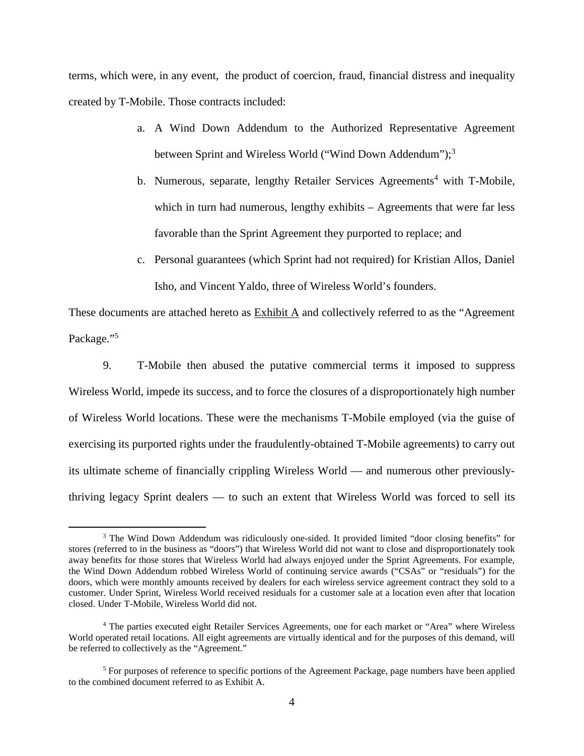terms, which were, in any event, the product of coercion, fraud, financial distress and inequality created by T-Mobile. Those contracts included:

a. A Wind Down Addendum to the Authorized Representative Agreement between Sprint and Wireless World ("Wind Down Addendum");[3]

b. Numerous, separate, lengthy Retailer Services Agreements[4] with T-Mobile, which in turn had numerous, lengthy exhibits – Agreements that were far less favorable than the Sprint Agreement they purported to replace; and

c. Personal guarantees (which Sprint had not required) for Kristian Allos, Daniel Isho, and Vincent Yaldo, three of Wireless World's founders.

These documents are attached hereto as Exhibit A and collectively referred to as the "Agreement Package."[5]

9. T-Mobile then abused the putative commercial terms it imposed to suppress Wireless World, impede its success, and to force the closures of a disproportionately high number of Wireless World locations. These were the mechanisms T-Mobile employed (via the guise of exercising its purported rights under the fraudulently-obtained T-Mobile agreements) to carry out its ultimate scheme of financially crippling Wireless World — and numerous other previously-thriving legacy Sprint dealers — to such an extent that Wireless World was forced to sell its

---

[3] The Wind Down Addendum was ridiculously one-sided. It provided limited "door closing benefits" for stores (referred to in the business as "doors") that Wireless World did not want to close and disproportionately took away benefits for those stores that Wireless World had always enjoyed under the Sprint Agreements. For example, the Wind Down Addendum robbed Wireless World of continuing service awards ("CSAs" or "residuals") for the doors, which were monthly amounts received by dealers for each wireless service agreement contract they sold to a customer. Under Sprint, Wireless World received residuals for a customer sale at a location even after that location closed. Under T-Mobile, Wireless World did not.

[4] The parties executed eight Retailer Services Agreements, one for each market or "Area" where Wireless World operated retail locations. All eight agreements are virtually identical and for the purposes of this demand, will be referred to collectively as the "Agreement."

[5] For purposes of reference to specific portions of the Agreement Package, page numbers have been applied to the combined document referred to as Exhibit A.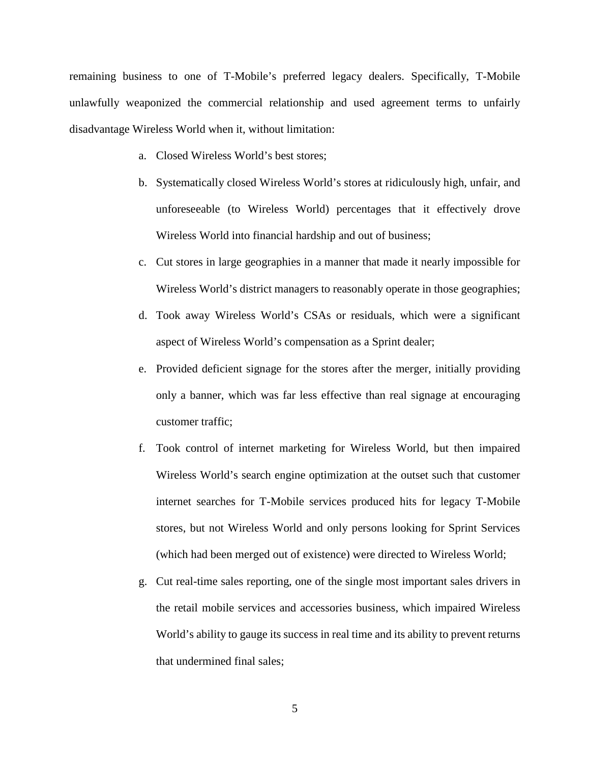remaining business to one of T-Mobile's preferred legacy dealers. Specifically, T-Mobile unlawfully weaponized the commercial relationship and used agreement terms to unfairly disadvantage Wireless World when it, without limitation:

a. Closed Wireless World's best stores;

b. Systematically closed Wireless World's stores at ridiculously high, unfair, and unforeseeable (to Wireless World) percentages that it effectively drove Wireless World into financial hardship and out of business;

c. Cut stores in large geographies in a manner that made it nearly impossible for Wireless World's district managers to reasonably operate in those geographies;

d. Took away Wireless World's CSAs or residuals, which were a significant aspect of Wireless World's compensation as a Sprint dealer;

e. Provided deficient signage for the stores after the merger, initially providing only a banner, which was far less effective than real signage at encouraging customer traffic;

f. Took control of internet marketing for Wireless World, but then impaired Wireless World's search engine optimization at the outset such that customer internet searches for T-Mobile services produced hits for legacy T-Mobile stores, but not Wireless World and only persons looking for Sprint Services (which had been merged out of existence) were directed to Wireless World;

g. Cut real-time sales reporting, one of the single most important sales drivers in the retail mobile services and accessories business, which impaired Wireless World's ability to gauge its success in real time and its ability to prevent returns that undermined final sales;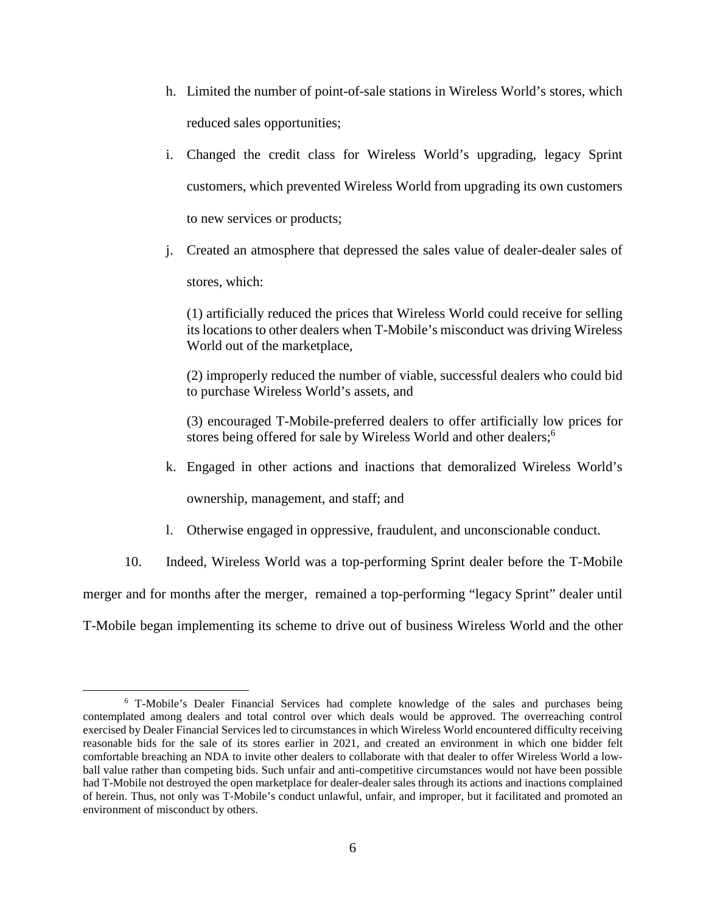h. Limited the number of point-of-sale stations in Wireless World's stores, which reduced sales opportunities;

i. Changed the credit class for Wireless World's upgrading, legacy Sprint customers, which prevented Wireless World from upgrading its own customers to new services or products;

j. Created an atmosphere that depressed the sales value of dealer-dealer sales of stores, which:

   (1) artificially reduced the prices that Wireless World could receive for selling its locations to other dealers when T-Mobile's misconduct was driving Wireless World out of the marketplace,

   (2) improperly reduced the number of viable, successful dealers who could bid to purchase Wireless World's assets, and

   (3) encouraged T-Mobile-preferred dealers to offer artificially low prices for stores being offered for sale by Wireless World and other dealers;[6]

k. Engaged in other actions and inactions that demoralized Wireless World's ownership, management, and staff; and

l. Otherwise engaged in oppressive, fraudulent, and unconscionable conduct.

10. Indeed, Wireless World was a top-performing Sprint dealer before the T-Mobile merger and for months after the merger, remained a top-performing "legacy Sprint" dealer until T-Mobile began implementing its scheme to drive out of business Wireless World and the other

---

[6] T-Mobile's Dealer Financial Services had complete knowledge of the sales and purchases being contemplated among dealers and total control over which deals would be approved. The overreaching control exercised by Dealer Financial Services led to circumstances in which Wireless World encountered difficulty receiving reasonable bids for the sale of its stores earlier in 2021, and created an environment in which one bidder felt comfortable breaching an NDA to invite other dealers to collaborate with that dealer to offer Wireless World a low-ball value rather than competing bids. Such unfair and anti-competitive circumstances would not have been possible had T-Mobile not destroyed the open marketplace for dealer-dealer sales through its actions and inactions complained of herein. Thus, not only was T-Mobile's conduct unlawful, unfair, and improper, but it facilitated and promoted an environment of misconduct by others.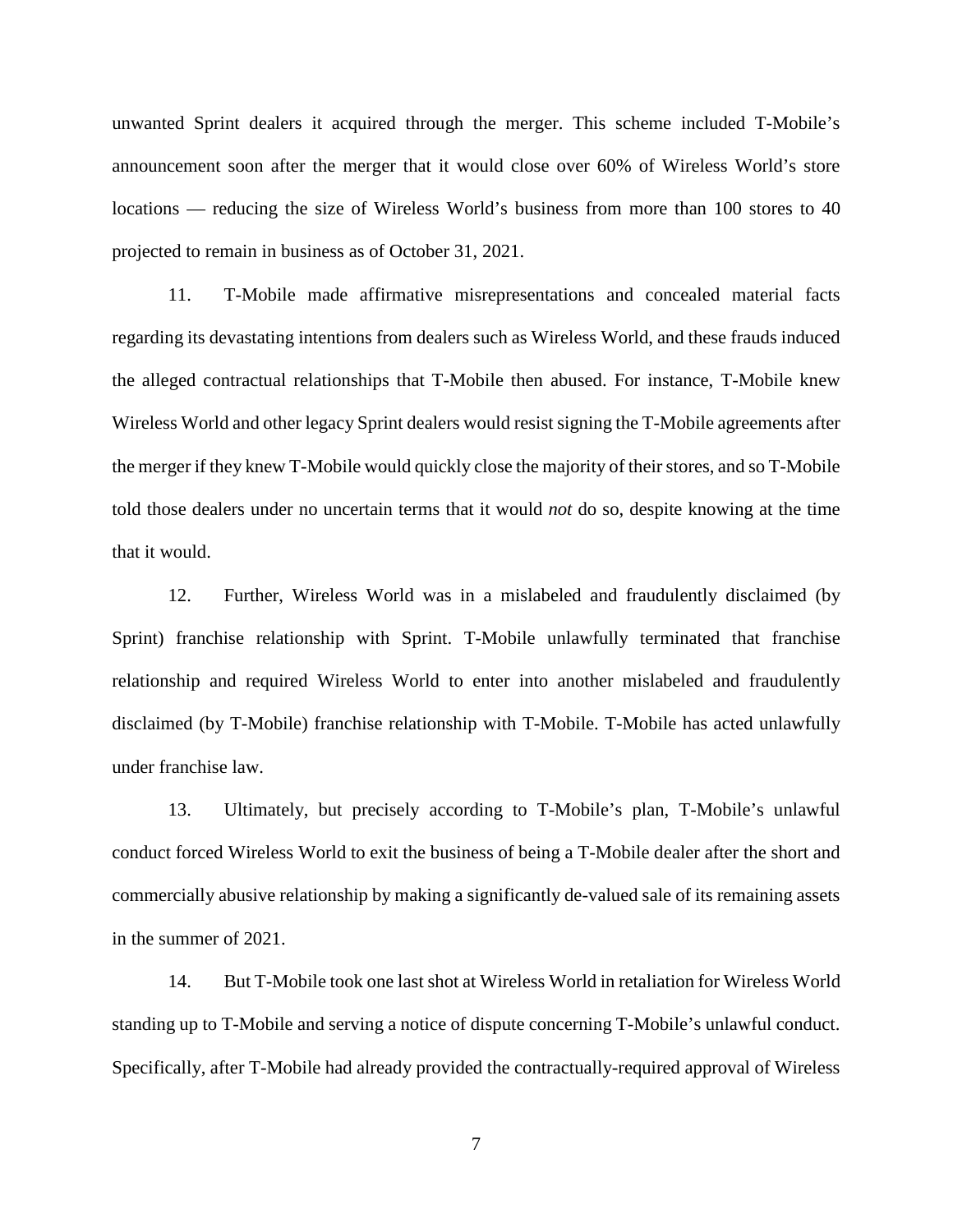unwanted Sprint dealers it acquired through the merger. This scheme included T-Mobile's announcement soon after the merger that it would close over 60% of Wireless World's store locations — reducing the size of Wireless World's business from more than 100 stores to 40 projected to remain in business as of October 31, 2021.

11. T-Mobile made affirmative misrepresentations and concealed material facts regarding its devastating intentions from dealers such as Wireless World, and these frauds induced the alleged contractual relationships that T-Mobile then abused. For instance, T-Mobile knew Wireless World and other legacy Sprint dealers would resist signing the T-Mobile agreements after the merger if they knew T-Mobile would quickly close the majority of their stores, and so T-Mobile told those dealers under no uncertain terms that it would *not* do so, despite knowing at the time that it would.

12. Further, Wireless World was in a mislabeled and fraudulently disclaimed (by Sprint) franchise relationship with Sprint. T-Mobile unlawfully terminated that franchise relationship and required Wireless World to enter into another mislabeled and fraudulently disclaimed (by T-Mobile) franchise relationship with T-Mobile. T-Mobile has acted unlawfully under franchise law.

13. Ultimately, but precisely according to T-Mobile's plan, T-Mobile's unlawful conduct forced Wireless World to exit the business of being a T-Mobile dealer after the short and commercially abusive relationship by making a significantly de-valued sale of its remaining assets in the summer of 2021.

14. But T-Mobile took one last shot at Wireless World in retaliation for Wireless World standing up to T-Mobile and serving a notice of dispute concerning T-Mobile's unlawful conduct. Specifically, after T-Mobile had already provided the contractually-required approval of Wireless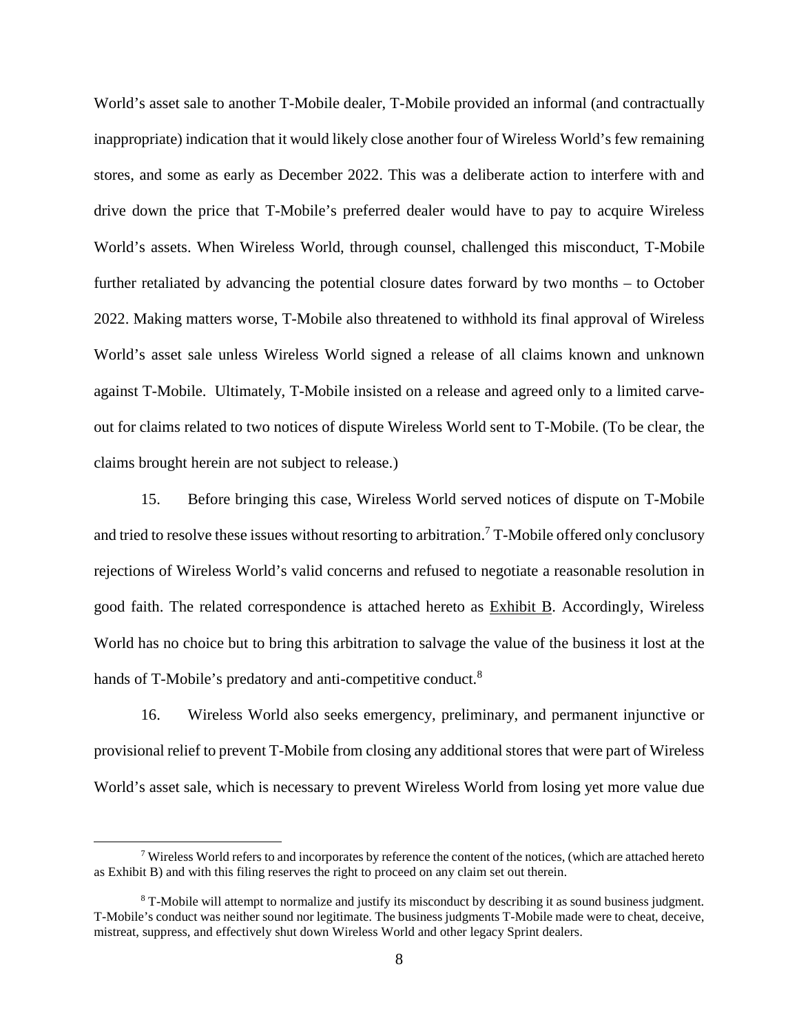World's asset sale to another T-Mobile dealer, T-Mobile provided an informal (and contractually inappropriate) indication that it would likely close another four of Wireless World's few remaining stores, and some as early as December 2022. This was a deliberate action to interfere with and drive down the price that T-Mobile's preferred dealer would have to pay to acquire Wireless World's assets. When Wireless World, through counsel, challenged this misconduct, T-Mobile further retaliated by advancing the potential closure dates forward by two months – to October 2022. Making matters worse, T-Mobile also threatened to withhold its final approval of Wireless World's asset sale unless Wireless World signed a release of all claims known and unknown against T-Mobile. Ultimately, T-Mobile insisted on a release and agreed only to a limited carve-out for claims related to two notices of dispute Wireless World sent to T-Mobile. (To be clear, the claims brought herein are not subject to release.)

15. Before bringing this case, Wireless World served notices of dispute on T-Mobile and tried to resolve these issues without resorting to arbitration.[7] T-Mobile offered only conclusory rejections of Wireless World's valid concerns and refused to negotiate a reasonable resolution in good faith. The related correspondence is attached hereto as Exhibit B. Accordingly, Wireless World has no choice but to bring this arbitration to salvage the value of the business it lost at the hands of T-Mobile's predatory and anti-competitive conduct.[8]

16. Wireless World also seeks emergency, preliminary, and permanent injunctive or provisional relief to prevent T-Mobile from closing any additional stores that were part of Wireless World's asset sale, which is necessary to prevent Wireless World from losing yet more value due

---

[7] Wireless World refers to and incorporates by reference the content of the notices, (which are attached hereto as Exhibit B) and with this filing reserves the right to proceed on any claim set out therein.

[8] T-Mobile will attempt to normalize and justify its misconduct by describing it as sound business judgment. T-Mobile's conduct was neither sound nor legitimate. The business judgments T-Mobile made were to cheat, deceive, mistreat, suppress, and effectively shut down Wireless World and other legacy Sprint dealers.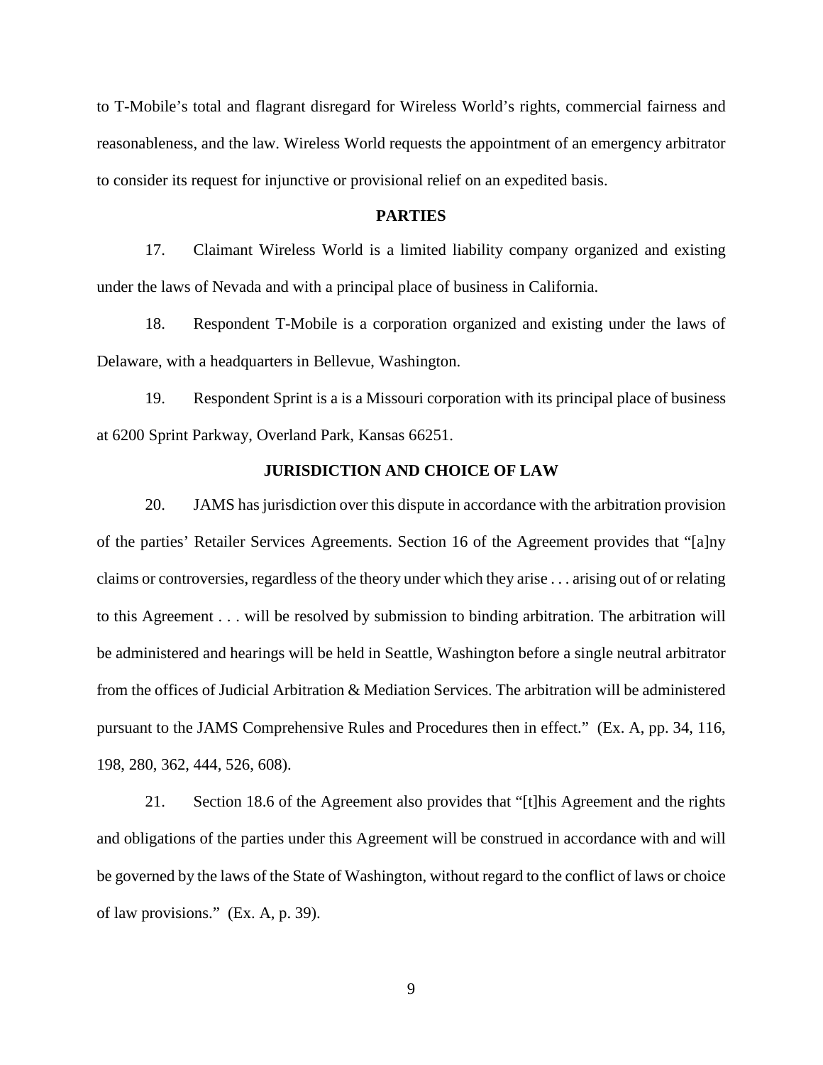to T-Mobile's total and flagrant disregard for Wireless World's rights, commercial fairness and reasonableness, and the law. Wireless World requests the appointment of an emergency arbitrator to consider its request for injunctive or provisional relief on an expedited basis.

## PARTIES

17. Claimant Wireless World is a limited liability company organized and existing under the laws of Nevada and with a principal place of business in California.

18. Respondent T-Mobile is a corporation organized and existing under the laws of Delaware, with a headquarters in Bellevue, Washington.

19. Respondent Sprint is a is a Missouri corporation with its principal place of business at 6200 Sprint Parkway, Overland Park, Kansas 66251.

## JURISDICTION AND CHOICE OF LAW

20. JAMS has jurisdiction over this dispute in accordance with the arbitration provision of the parties' Retailer Services Agreements. Section 16 of the Agreement provides that "[a]ny claims or controversies, regardless of the theory under which they arise . . . arising out of or relating to this Agreement . . . will be resolved by submission to binding arbitration. The arbitration will be administered and hearings will be held in Seattle, Washington before a single neutral arbitrator from the offices of Judicial Arbitration & Mediation Services. The arbitration will be administered pursuant to the JAMS Comprehensive Rules and Procedures then in effect." (Ex. A, pp. 34, 116, 198, 280, 362, 444, 526, 608).

21. Section 18.6 of the Agreement also provides that "[t]his Agreement and the rights and obligations of the parties under this Agreement will be construed in accordance with and will be governed by the laws of the State of Washington, without regard to the conflict of laws or choice of law provisions." (Ex. A, p. 39).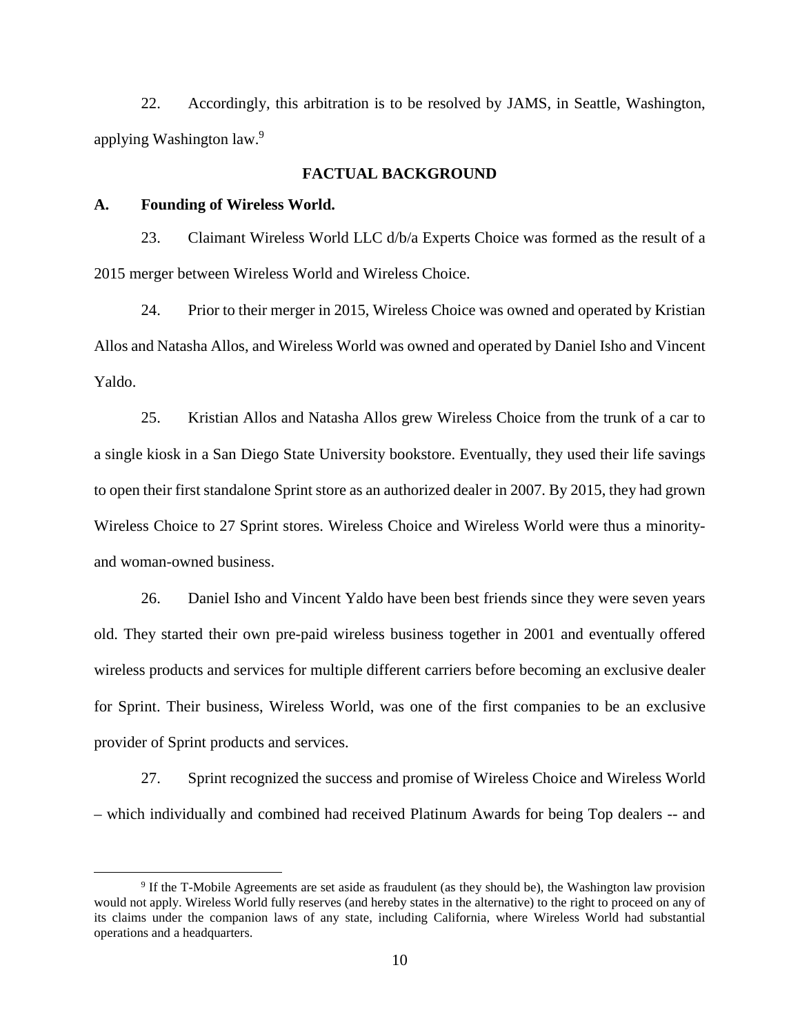22. Accordingly, this arbitration is to be resolved by JAMS, in Seattle, Washington, applying Washington law.[9]

## FACTUAL BACKGROUND

### A. Founding of Wireless World.

23. Claimant Wireless World LLC d/b/a Experts Choice was formed as the result of a 2015 merger between Wireless World and Wireless Choice.

24. Prior to their merger in 2015, Wireless Choice was owned and operated by Kristian Allos and Natasha Allos, and Wireless World was owned and operated by Daniel Isho and Vincent Yaldo.

25. Kristian Allos and Natasha Allos grew Wireless Choice from the trunk of a car to a single kiosk in a San Diego State University bookstore. Eventually, they used their life savings to open their first standalone Sprint store as an authorized dealer in 2007. By 2015, they had grown Wireless Choice to 27 Sprint stores. Wireless Choice and Wireless World were thus a minority- and woman-owned business.

26. Daniel Isho and Vincent Yaldo have been best friends since they were seven years old. They started their own pre-paid wireless business together in 2001 and eventually offered wireless products and services for multiple different carriers before becoming an exclusive dealer for Sprint. Their business, Wireless World, was one of the first companies to be an exclusive provider of Sprint products and services.

27. Sprint recognized the success and promise of Wireless Choice and Wireless World – which individually and combined had received Platinum Awards for being Top dealers -- and

---

[9] If the T-Mobile Agreements are set aside as fraudulent (as they should be), the Washington law provision would not apply. Wireless World fully reserves (and hereby states in the alternative) to the right to proceed on any of its claims under the companion laws of any state, including California, where Wireless World had substantial operations and a headquarters.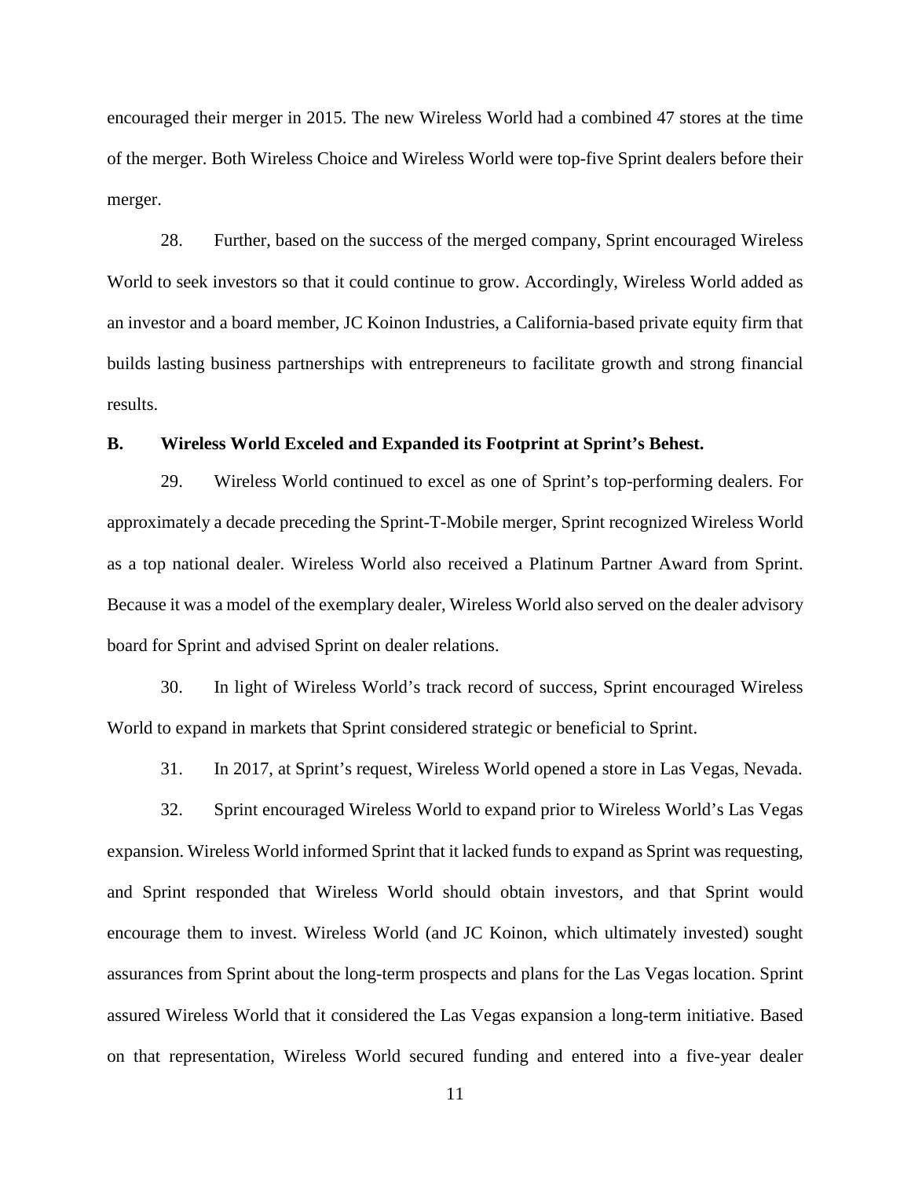encouraged their merger in 2015. The new Wireless World had a combined 47 stores at the time of the merger. Both Wireless Choice and Wireless World were top-five Sprint dealers before their merger.

28. Further, based on the success of the merged company, Sprint encouraged Wireless World to seek investors so that it could continue to grow. Accordingly, Wireless World added as an investor and a board member, JC Koinon Industries, a California-based private equity firm that builds lasting business partnerships with entrepreneurs to facilitate growth and strong financial results.

**B. Wireless World Exceled and Expanded its Footprint at Sprint's Behest.**

29. Wireless World continued to excel as one of Sprint's top-performing dealers. For approximately a decade preceding the Sprint-T-Mobile merger, Sprint recognized Wireless World as a top national dealer. Wireless World also received a Platinum Partner Award from Sprint. Because it was a model of the exemplary dealer, Wireless World also served on the dealer advisory board for Sprint and advised Sprint on dealer relations.

30. In light of Wireless World's track record of success, Sprint encouraged Wireless World to expand in markets that Sprint considered strategic or beneficial to Sprint.

31. In 2017, at Sprint's request, Wireless World opened a store in Las Vegas, Nevada.

32. Sprint encouraged Wireless World to expand prior to Wireless World's Las Vegas expansion. Wireless World informed Sprint that it lacked funds to expand as Sprint was requesting, and Sprint responded that Wireless World should obtain investors, and that Sprint would encourage them to invest. Wireless World (and JC Koinon, which ultimately invested) sought assurances from Sprint about the long-term prospects and plans for the Las Vegas location. Sprint assured Wireless World that it considered the Las Vegas expansion a long-term initiative. Based on that representation, Wireless World secured funding and entered into a five-year dealer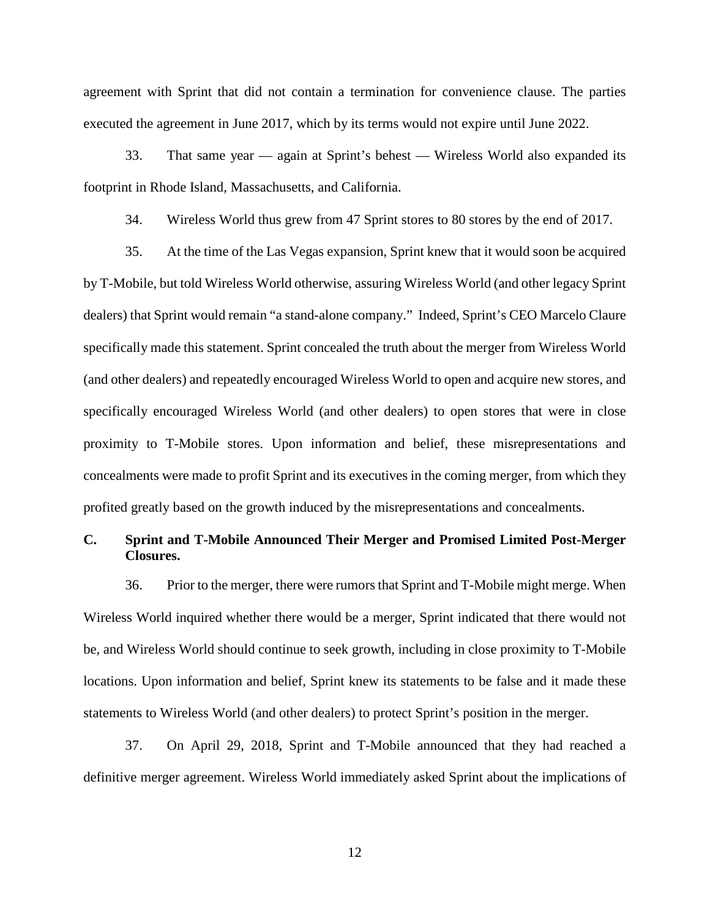agreement with Sprint that did not contain a termination for convenience clause. The parties executed the agreement in June 2017, which by its terms would not expire until June 2022.

33. That same year — again at Sprint's behest — Wireless World also expanded its footprint in Rhode Island, Massachusetts, and California.

34. Wireless World thus grew from 47 Sprint stores to 80 stores by the end of 2017.

35. At the time of the Las Vegas expansion, Sprint knew that it would soon be acquired by T-Mobile, but told Wireless World otherwise, assuring Wireless World (and other legacy Sprint dealers) that Sprint would remain "a stand-alone company." Indeed, Sprint's CEO Marcelo Claure specifically made this statement. Sprint concealed the truth about the merger from Wireless World (and other dealers) and repeatedly encouraged Wireless World to open and acquire new stores, and specifically encouraged Wireless World (and other dealers) to open stores that were in close proximity to T-Mobile stores. Upon information and belief, these misrepresentations and concealments were made to profit Sprint and its executives in the coming merger, from which they profited greatly based on the growth induced by the misrepresentations and concealments.

### C. Sprint and T-Mobile Announced Their Merger and Promised Limited Post-Merger Closures.

36. Prior to the merger, there were rumors that Sprint and T-Mobile might merge. When Wireless World inquired whether there would be a merger, Sprint indicated that there would not be, and Wireless World should continue to seek growth, including in close proximity to T-Mobile locations. Upon information and belief, Sprint knew its statements to be false and it made these statements to Wireless World (and other dealers) to protect Sprint's position in the merger.

37. On April 29, 2018, Sprint and T-Mobile announced that they had reached a definitive merger agreement. Wireless World immediately asked Sprint about the implications of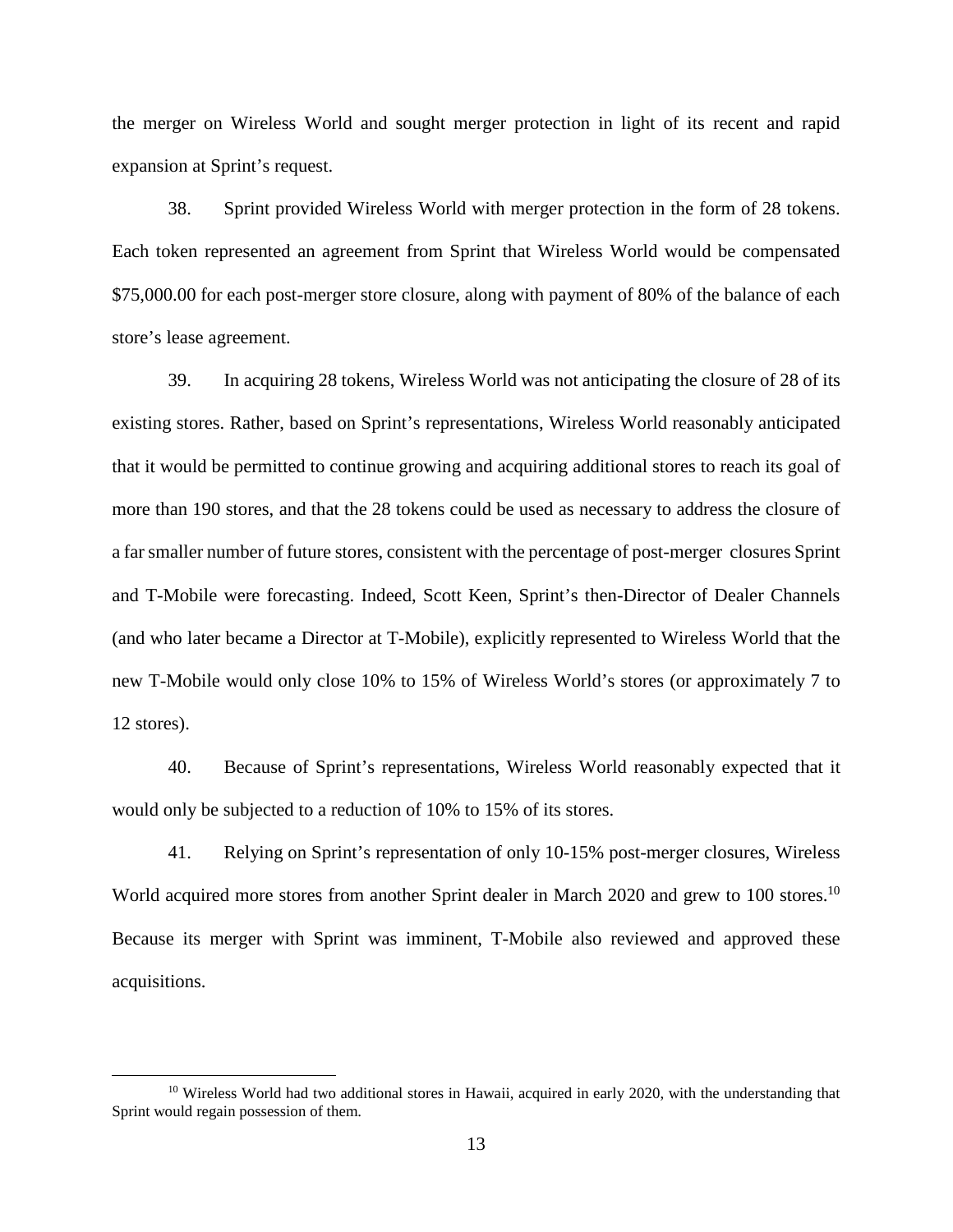the merger on Wireless World and sought merger protection in light of its recent and rapid expansion at Sprint's request.

38. Sprint provided Wireless World with merger protection in the form of 28 tokens. Each token represented an agreement from Sprint that Wireless World would be compensated $75,000.00 for each post-merger store closure, along with payment of 80% of the balance of each store's lease agreement.

39. In acquiring 28 tokens, Wireless World was not anticipating the closure of 28 of its existing stores. Rather, based on Sprint's representations, Wireless World reasonably anticipated that it would be permitted to continue growing and acquiring additional stores to reach its goal of more than 190 stores, and that the 28 tokens could be used as necessary to address the closure of a far smaller number of future stores, consistent with the percentage of post-merger closures Sprint and T-Mobile were forecasting. Indeed, Scott Keen, Sprint's then-Director of Dealer Channels (and who later became a Director at T-Mobile), explicitly represented to Wireless World that the new T-Mobile would only close 10% to 15% of Wireless World's stores (or approximately 7 to 12 stores).

40. Because of Sprint's representations, Wireless World reasonably expected that it would only be subjected to a reduction of 10% to 15% of its stores.

41. Relying on Sprint's representation of only 10-15% post-merger closures, Wireless World acquired more stores from another Sprint dealer in March 2020 and grew to 100 stores.[10] Because its merger with Sprint was imminent, T-Mobile also reviewed and approved these acquisitions.

[10] Wireless World had two additional stores in Hawaii, acquired in early 2020, with the understanding that Sprint would regain possession of them.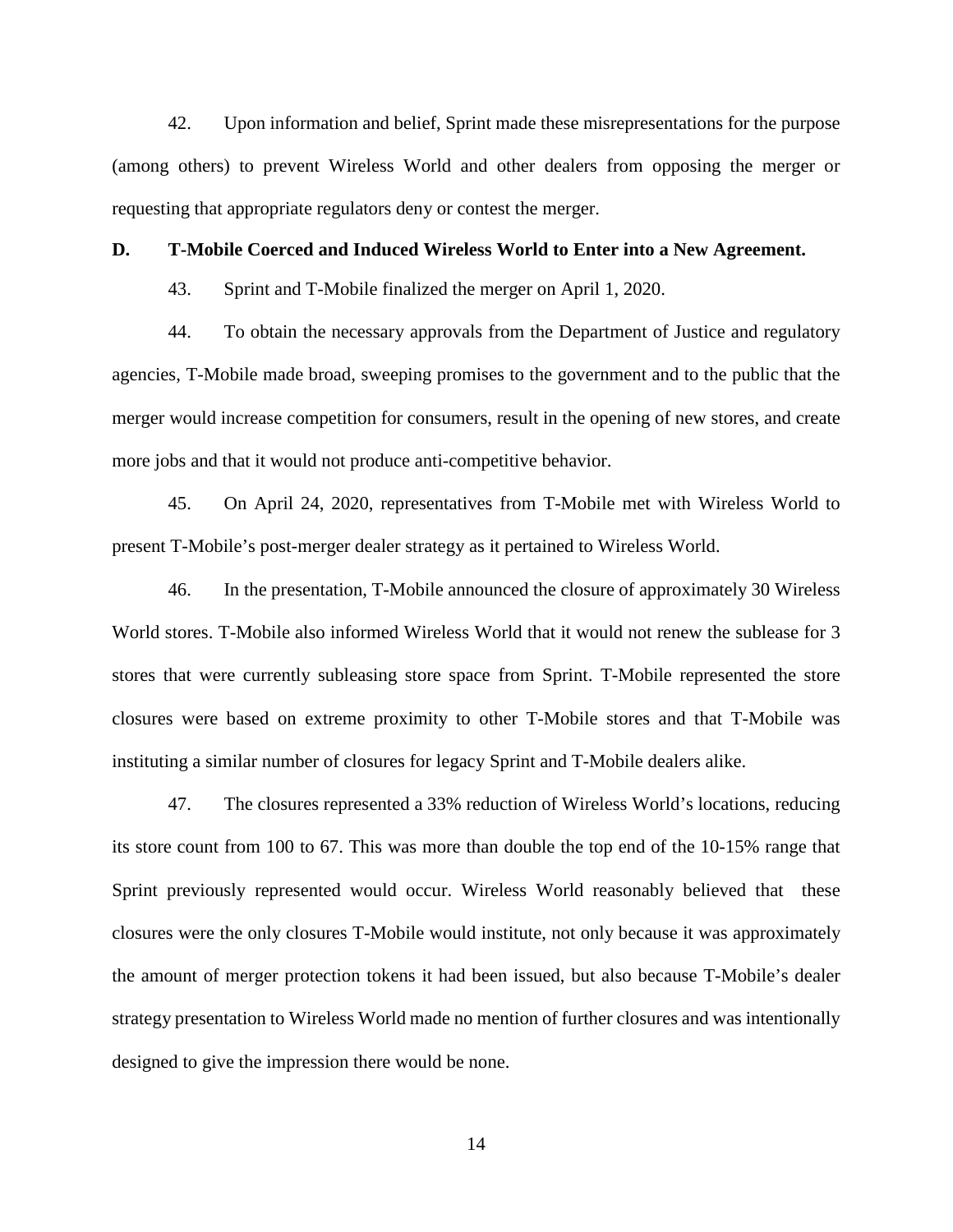42. Upon information and belief, Sprint made these misrepresentations for the purpose (among others) to prevent Wireless World and other dealers from opposing the merger or requesting that appropriate regulators deny or contest the merger.

**D. T-Mobile Coerced and Induced Wireless World to Enter into a New Agreement.**

43. Sprint and T-Mobile finalized the merger on April 1, 2020.

44. To obtain the necessary approvals from the Department of Justice and regulatory agencies, T-Mobile made broad, sweeping promises to the government and to the public that the merger would increase competition for consumers, result in the opening of new stores, and create more jobs and that it would not produce anti-competitive behavior.

45. On April 24, 2020, representatives from T-Mobile met with Wireless World to present T-Mobile's post-merger dealer strategy as it pertained to Wireless World.

46. In the presentation, T-Mobile announced the closure of approximately 30 Wireless World stores. T-Mobile also informed Wireless World that it would not renew the sublease for 3 stores that were currently subleasing store space from Sprint. T-Mobile represented the store closures were based on extreme proximity to other T-Mobile stores and that T-Mobile was instituting a similar number of closures for legacy Sprint and T-Mobile dealers alike.

47. The closures represented a 33% reduction of Wireless World's locations, reducing its store count from 100 to 67. This was more than double the top end of the 10-15% range that Sprint previously represented would occur. Wireless World reasonably believed that these closures were the only closures T-Mobile would institute, not only because it was approximately the amount of merger protection tokens it had been issued, but also because T-Mobile's dealer strategy presentation to Wireless World made no mention of further closures and was intentionally designed to give the impression there would be none.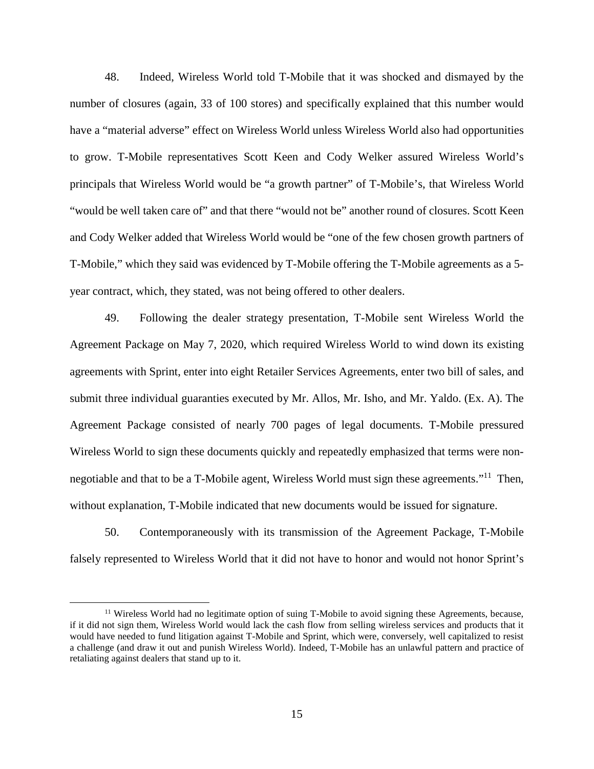48. Indeed, Wireless World told T-Mobile that it was shocked and dismayed by the number of closures (again, 33 of 100 stores) and specifically explained that this number would have a "material adverse" effect on Wireless World unless Wireless World also had opportunities to grow. T-Mobile representatives Scott Keen and Cody Welker assured Wireless World's principals that Wireless World would be "a growth partner" of T-Mobile's, that Wireless World "would be well taken care of" and that there "would not be" another round of closures. Scott Keen and Cody Welker added that Wireless World would be "one of the few chosen growth partners of T-Mobile," which they said was evidenced by T-Mobile offering the T-Mobile agreements as a 5-year contract, which, they stated, was not being offered to other dealers.

49. Following the dealer strategy presentation, T-Mobile sent Wireless World the Agreement Package on May 7, 2020, which required Wireless World to wind down its existing agreements with Sprint, enter into eight Retailer Services Agreements, enter two bill of sales, and submit three individual guaranties executed by Mr. Allos, Mr. Isho, and Mr. Yaldo. (Ex. A). The Agreement Package consisted of nearly 700 pages of legal documents. T-Mobile pressured Wireless World to sign these documents quickly and repeatedly emphasized that terms were non-negotiable and that to be a T-Mobile agent, Wireless World must sign these agreements."[11] Then, without explanation, T-Mobile indicated that new documents would be issued for signature.

50. Contemporaneously with its transmission of the Agreement Package, T-Mobile falsely represented to Wireless World that it did not have to honor and would not honor Sprint's

[11] Wireless World had no legitimate option of suing T-Mobile to avoid signing these Agreements, because, if it did not sign them, Wireless World would lack the cash flow from selling wireless services and products that it would have needed to fund litigation against T-Mobile and Sprint, which were, conversely, well capitalized to resist a challenge (and draw it out and punish Wireless World). Indeed, T-Mobile has an unlawful pattern and practice of retaliating against dealers that stand up to it.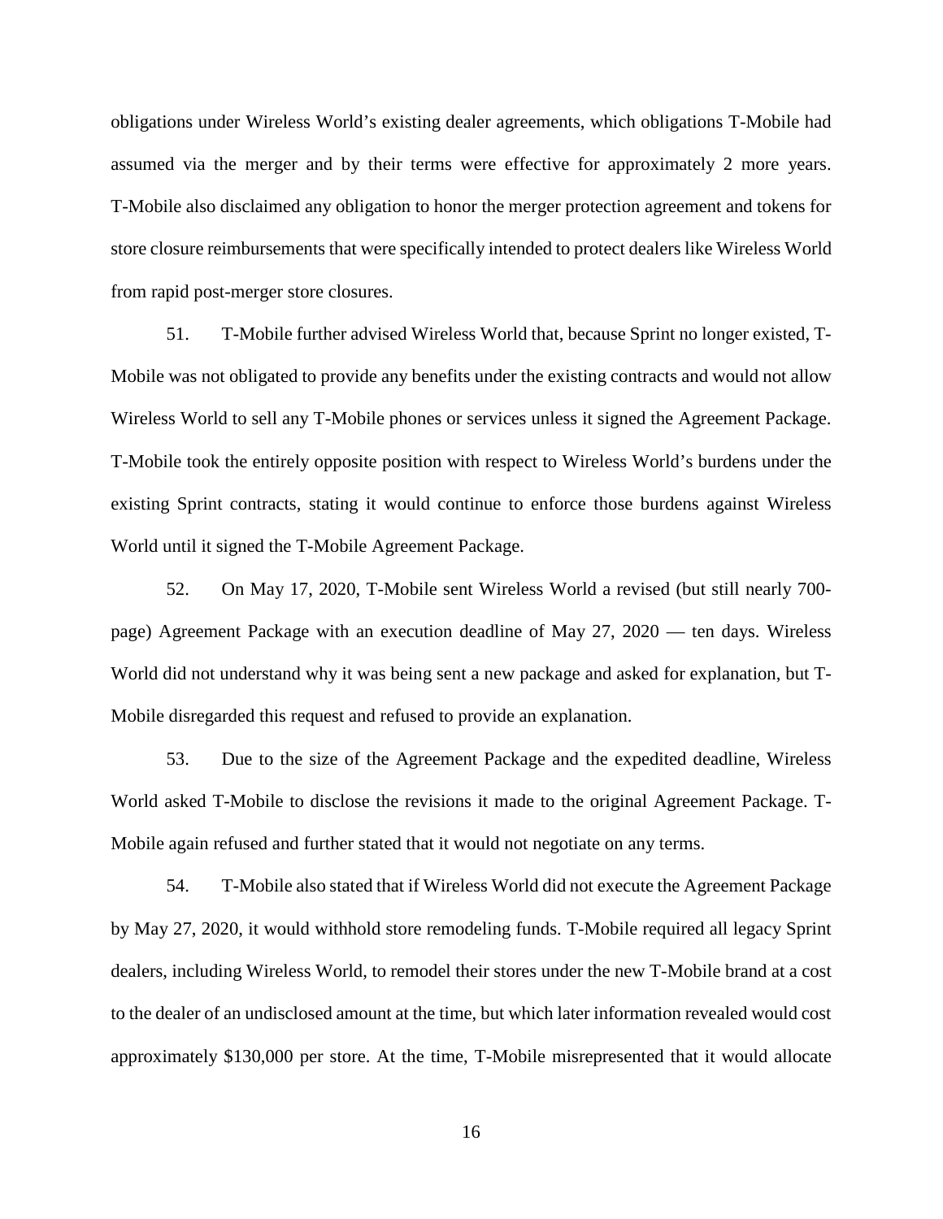obligations under Wireless World's existing dealer agreements, which obligations T-Mobile had assumed via the merger and by their terms were effective for approximately 2 more years. T-Mobile also disclaimed any obligation to honor the merger protection agreement and tokens for store closure reimbursements that were specifically intended to protect dealers like Wireless World from rapid post-merger store closures.

51. T-Mobile further advised Wireless World that, because Sprint no longer existed, T-Mobile was not obligated to provide any benefits under the existing contracts and would not allow Wireless World to sell any T-Mobile phones or services unless it signed the Agreement Package. T-Mobile took the entirely opposite position with respect to Wireless World's burdens under the existing Sprint contracts, stating it would continue to enforce those burdens against Wireless World until it signed the T-Mobile Agreement Package.

52. On May 17, 2020, T-Mobile sent Wireless World a revised (but still nearly 700-page) Agreement Package with an execution deadline of May 27, 2020 — ten days. Wireless World did not understand why it was being sent a new package and asked for explanation, but T-Mobile disregarded this request and refused to provide an explanation.

53. Due to the size of the Agreement Package and the expedited deadline, Wireless World asked T-Mobile to disclose the revisions it made to the original Agreement Package. T-Mobile again refused and further stated that it would not negotiate on any terms.

54. T-Mobile also stated that if Wireless World did not execute the Agreement Package by May 27, 2020, it would withhold store remodeling funds. T-Mobile required all legacy Sprint dealers, including Wireless World, to remodel their stores under the new T-Mobile brand at a cost to the dealer of an undisclosed amount at the time, but which later information revealed would cost approximately $130,000 per store. At the time, T-Mobile misrepresented that it would allocate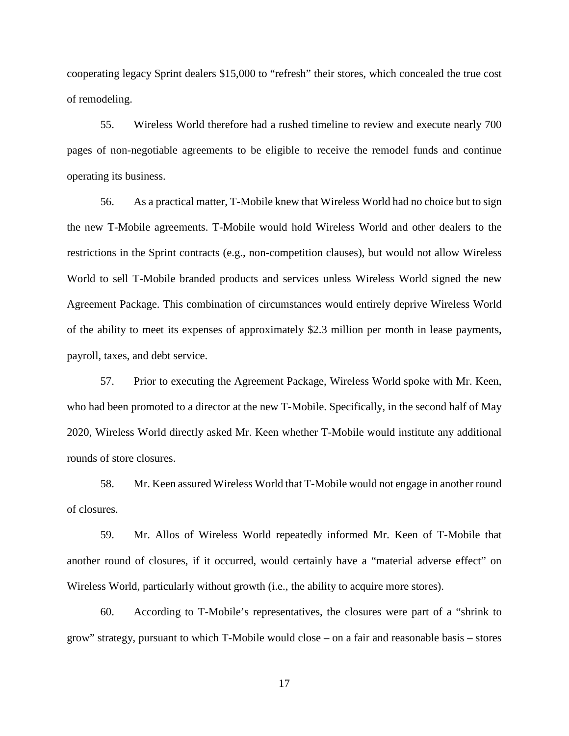cooperating legacy Sprint dealers $15,000 to "refresh" their stores, which concealed the true cost of remodeling.

55. Wireless World therefore had a rushed timeline to review and execute nearly 700 pages of non-negotiable agreements to be eligible to receive the remodel funds and continue operating its business.

56. As a practical matter, T-Mobile knew that Wireless World had no choice but to sign the new T-Mobile agreements. T-Mobile would hold Wireless World and other dealers to the restrictions in the Sprint contracts (e.g., non-competition clauses), but would not allow Wireless World to sell T-Mobile branded products and services unless Wireless World signed the new Agreement Package. This combination of circumstances would entirely deprive Wireless World of the ability to meet its expenses of approximately $2.3 million per month in lease payments, payroll, taxes, and debt service.

57. Prior to executing the Agreement Package, Wireless World spoke with Mr. Keen, who had been promoted to a director at the new T-Mobile. Specifically, in the second half of May 2020, Wireless World directly asked Mr. Keen whether T-Mobile would institute any additional rounds of store closures.

58. Mr. Keen assured Wireless World that T-Mobile would not engage in another round of closures.

59. Mr. Allos of Wireless World repeatedly informed Mr. Keen of T-Mobile that another round of closures, if it occurred, would certainly have a "material adverse effect" on Wireless World, particularly without growth (i.e., the ability to acquire more stores).

60. According to T-Mobile's representatives, the closures were part of a "shrink to grow" strategy, pursuant to which T-Mobile would close – on a fair and reasonable basis – stores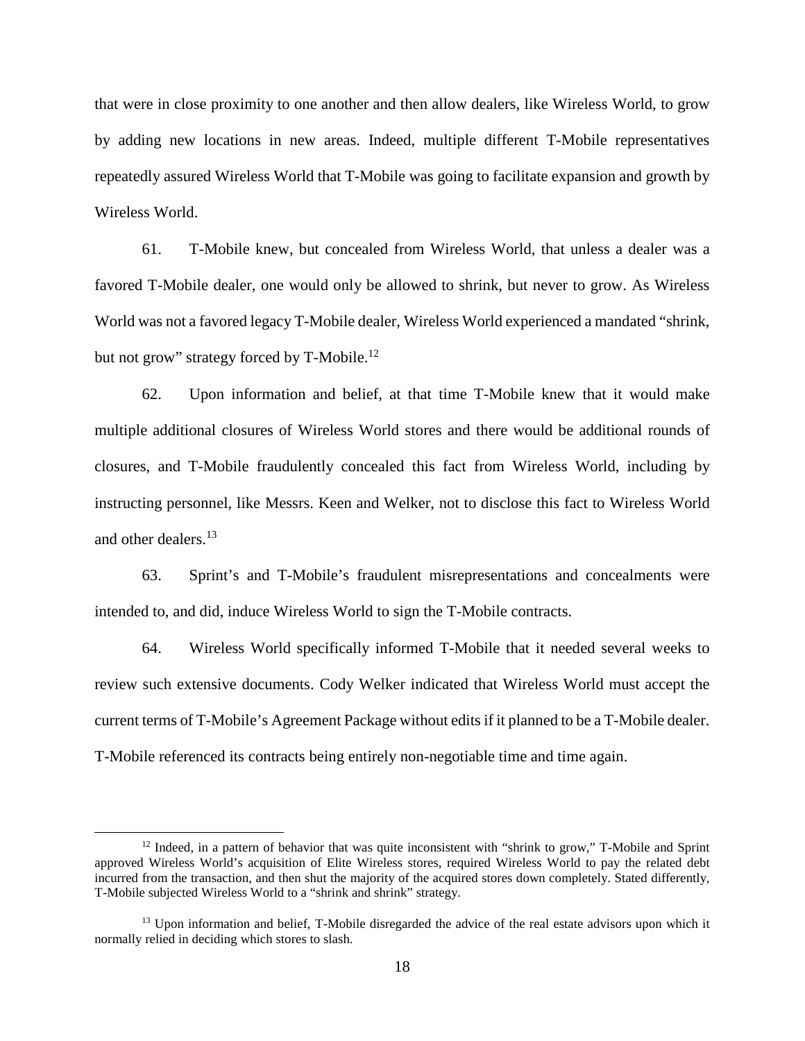that were in close proximity to one another and then allow dealers, like Wireless World, to grow by adding new locations in new areas. Indeed, multiple different T-Mobile representatives repeatedly assured Wireless World that T-Mobile was going to facilitate expansion and growth by Wireless World.

61. T-Mobile knew, but concealed from Wireless World, that unless a dealer was a favored T-Mobile dealer, one would only be allowed to shrink, but never to grow. As Wireless World was not a favored legacy T-Mobile dealer, Wireless World experienced a mandated "shrink, but not grow" strategy forced by T-Mobile.[12]

62. Upon information and belief, at that time T-Mobile knew that it would make multiple additional closures of Wireless World stores and there would be additional rounds of closures, and T-Mobile fraudulently concealed this fact from Wireless World, including by instructing personnel, like Messrs. Keen and Welker, not to disclose this fact to Wireless World and other dealers.[13]

63. Sprint's and T-Mobile's fraudulent misrepresentations and concealments were intended to, and did, induce Wireless World to sign the T-Mobile contracts.

64. Wireless World specifically informed T-Mobile that it needed several weeks to review such extensive documents. Cody Welker indicated that Wireless World must accept the current terms of T-Mobile's Agreement Package without edits if it planned to be a T-Mobile dealer. T-Mobile referenced its contracts being entirely non-negotiable time and time again.

---

[12] Indeed, in a pattern of behavior that was quite inconsistent with "shrink to grow," T-Mobile and Sprint approved Wireless World's acquisition of Elite Wireless stores, required Wireless World to pay the related debt incurred from the transaction, and then shut the majority of the acquired stores down completely. Stated differently, T-Mobile subjected Wireless World to a "shrink and shrink" strategy.

[13] Upon information and belief, T-Mobile disregarded the advice of the real estate advisors upon which it normally relied in deciding which stores to slash.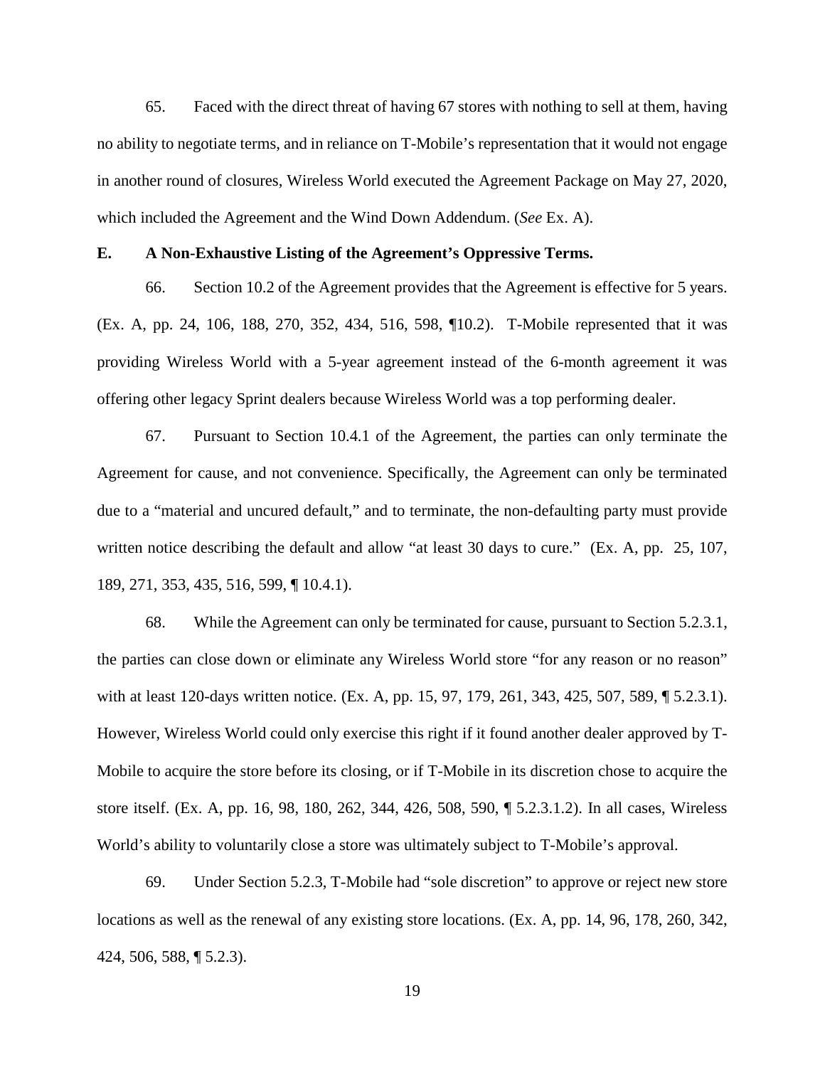65. Faced with the direct threat of having 67 stores with nothing to sell at them, having no ability to negotiate terms, and in reliance on T-Mobile's representation that it would not engage in another round of closures, Wireless World executed the Agreement Package on May 27, 2020, which included the Agreement and the Wind Down Addendum. (*See* Ex. A).

**E. A Non-Exhaustive Listing of the Agreement's Oppressive Terms.**

66. Section 10.2 of the Agreement provides that the Agreement is effective for 5 years. (Ex. A, pp. 24, 106, 188, 270, 352, 434, 516, 598, ¶10.2). T-Mobile represented that it was providing Wireless World with a 5-year agreement instead of the 6-month agreement it was offering other legacy Sprint dealers because Wireless World was a top performing dealer.

67. Pursuant to Section 10.4.1 of the Agreement, the parties can only terminate the Agreement for cause, and not convenience. Specifically, the Agreement can only be terminated due to a "material and uncured default," and to terminate, the non-defaulting party must provide written notice describing the default and allow "at least 30 days to cure." (Ex. A, pp. 25, 107, 189, 271, 353, 435, 516, 599, ¶ 10.4.1).

68. While the Agreement can only be terminated for cause, pursuant to Section 5.2.3.1, the parties can close down or eliminate any Wireless World store "for any reason or no reason" with at least 120-days written notice. (Ex. A, pp. 15, 97, 179, 261, 343, 425, 507, 589, ¶ 5.2.3.1). However, Wireless World could only exercise this right if it found another dealer approved by T-Mobile to acquire the store before its closing, or if T-Mobile in its discretion chose to acquire the store itself. (Ex. A, pp. 16, 98, 180, 262, 344, 426, 508, 590, ¶ 5.2.3.1.2). In all cases, Wireless World's ability to voluntarily close a store was ultimately subject to T-Mobile's approval.

69. Under Section 5.2.3, T-Mobile had "sole discretion" to approve or reject new store locations as well as the renewal of any existing store locations. (Ex. A, pp. 14, 96, 178, 260, 342, 424, 506, 588, ¶ 5.2.3).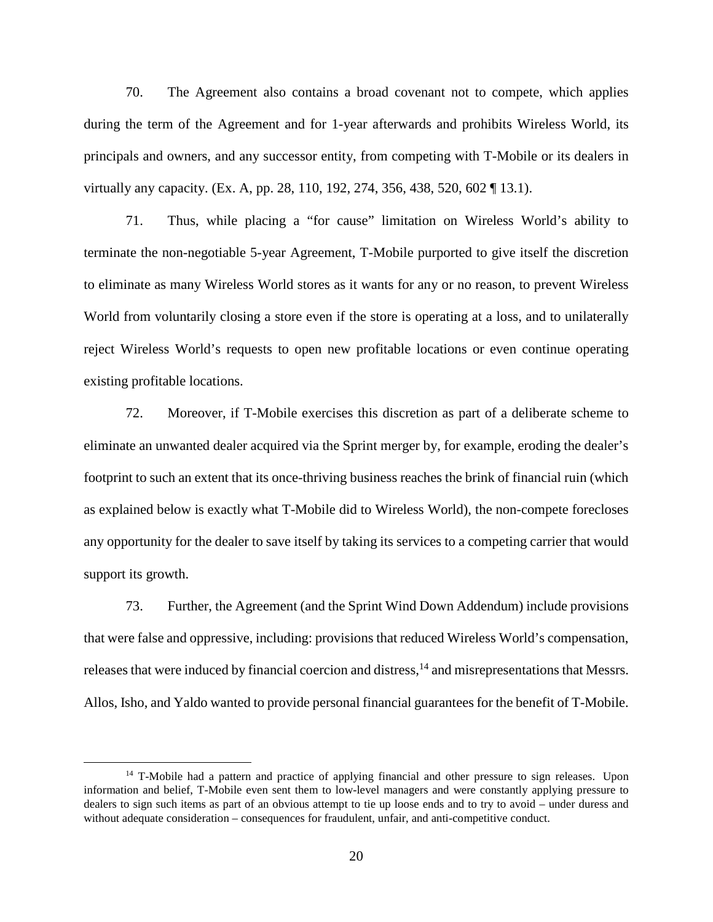70. The Agreement also contains a broad covenant not to compete, which applies during the term of the Agreement and for 1-year afterwards and prohibits Wireless World, its principals and owners, and any successor entity, from competing with T-Mobile or its dealers in virtually any capacity. (Ex. A, pp. 28, 110, 192, 274, 356, 438, 520, 602 ¶ 13.1).

71. Thus, while placing a "for cause" limitation on Wireless World's ability to terminate the non-negotiable 5-year Agreement, T-Mobile purported to give itself the discretion to eliminate as many Wireless World stores as it wants for any or no reason, to prevent Wireless World from voluntarily closing a store even if the store is operating at a loss, and to unilaterally reject Wireless World's requests to open new profitable locations or even continue operating existing profitable locations.

72. Moreover, if T-Mobile exercises this discretion as part of a deliberate scheme to eliminate an unwanted dealer acquired via the Sprint merger by, for example, eroding the dealer's footprint to such an extent that its once-thriving business reaches the brink of financial ruin (which as explained below is exactly what T-Mobile did to Wireless World), the non-compete forecloses any opportunity for the dealer to save itself by taking its services to a competing carrier that would support its growth.

73. Further, the Agreement (and the Sprint Wind Down Addendum) include provisions that were false and oppressive, including: provisions that reduced Wireless World's compensation, releases that were induced by financial coercion and distress,[14] and misrepresentations that Messrs. Allos, Isho, and Yaldo wanted to provide personal financial guarantees for the benefit of T-Mobile.

[14] T-Mobile had a pattern and practice of applying financial and other pressure to sign releases. Upon information and belief, T-Mobile even sent them to low-level managers and were constantly applying pressure to dealers to sign such items as part of an obvious attempt to tie up loose ends and to try to avoid – under duress and without adequate consideration – consequences for fraudulent, unfair, and anti-competitive conduct.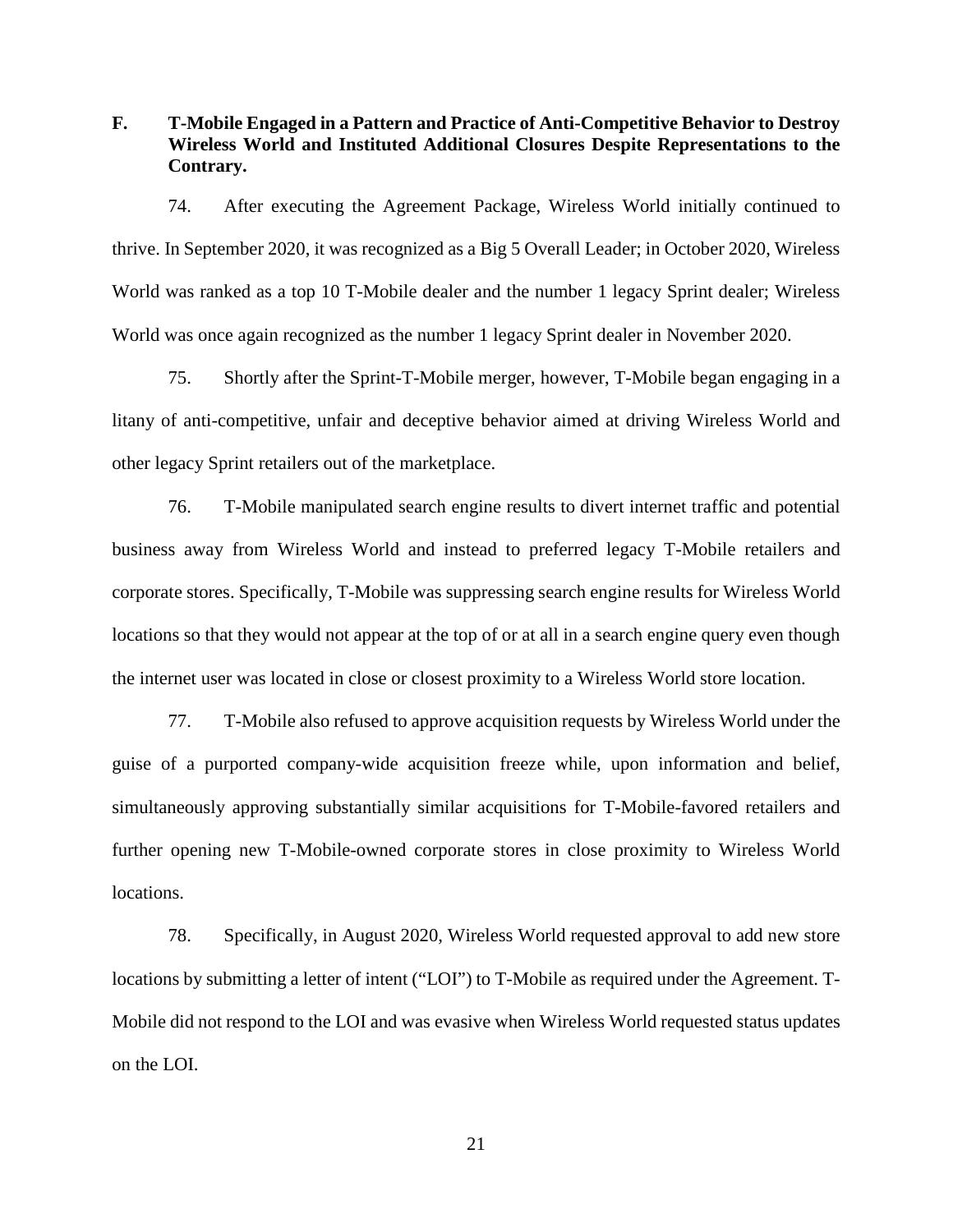### F. T-Mobile Engaged in a Pattern and Practice of Anti-Competitive Behavior to Destroy Wireless World and Instituted Additional Closures Despite Representations to the Contrary.

74. After executing the Agreement Package, Wireless World initially continued to thrive. In September 2020, it was recognized as a Big 5 Overall Leader; in October 2020, Wireless World was ranked as a top 10 T-Mobile dealer and the number 1 legacy Sprint dealer; Wireless World was once again recognized as the number 1 legacy Sprint dealer in November 2020.

75. Shortly after the Sprint-T-Mobile merger, however, T-Mobile began engaging in a litany of anti-competitive, unfair and deceptive behavior aimed at driving Wireless World and other legacy Sprint retailers out of the marketplace.

76. T-Mobile manipulated search engine results to divert internet traffic and potential business away from Wireless World and instead to preferred legacy T-Mobile retailers and corporate stores. Specifically, T-Mobile was suppressing search engine results for Wireless World locations so that they would not appear at the top of or at all in a search engine query even though the internet user was located in close or closest proximity to a Wireless World store location.

77. T-Mobile also refused to approve acquisition requests by Wireless World under the guise of a purported company-wide acquisition freeze while, upon information and belief, simultaneously approving substantially similar acquisitions for T-Mobile-favored retailers and further opening new T-Mobile-owned corporate stores in close proximity to Wireless World locations.

78. Specifically, in August 2020, Wireless World requested approval to add new store locations by submitting a letter of intent ("LOI") to T-Mobile as required under the Agreement. T-Mobile did not respond to the LOI and was evasive when Wireless World requested status updates on the LOI.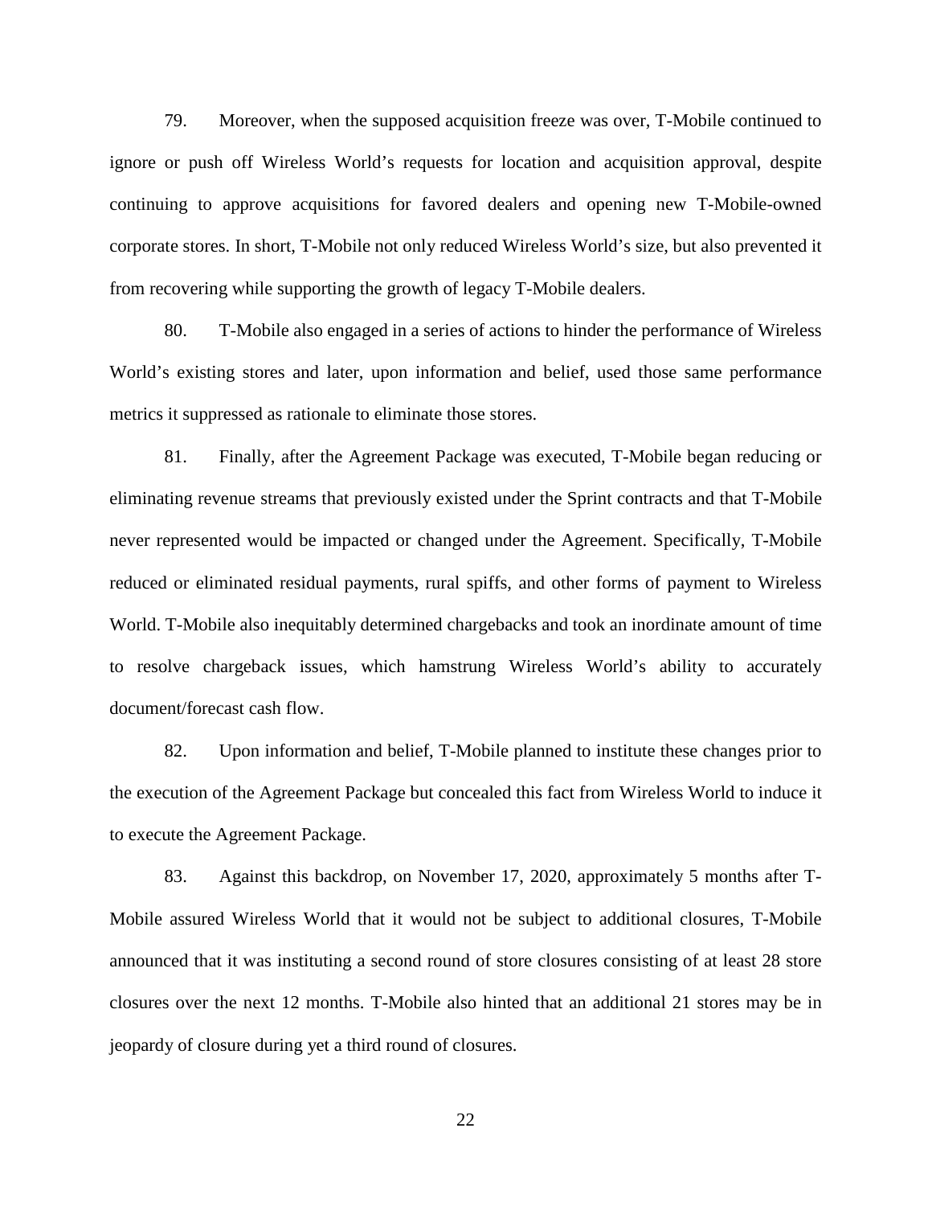79. Moreover, when the supposed acquisition freeze was over, T-Mobile continued to ignore or push off Wireless World's requests for location and acquisition approval, despite continuing to approve acquisitions for favored dealers and opening new T-Mobile-owned corporate stores. In short, T-Mobile not only reduced Wireless World's size, but also prevented it from recovering while supporting the growth of legacy T-Mobile dealers.

80. T-Mobile also engaged in a series of actions to hinder the performance of Wireless World's existing stores and later, upon information and belief, used those same performance metrics it suppressed as rationale to eliminate those stores.

81. Finally, after the Agreement Package was executed, T-Mobile began reducing or eliminating revenue streams that previously existed under the Sprint contracts and that T-Mobile never represented would be impacted or changed under the Agreement. Specifically, T-Mobile reduced or eliminated residual payments, rural spiffs, and other forms of payment to Wireless World. T-Mobile also inequitably determined chargebacks and took an inordinate amount of time to resolve chargeback issues, which hamstrung Wireless World's ability to accurately document/forecast cash flow.

82. Upon information and belief, T-Mobile planned to institute these changes prior to the execution of the Agreement Package but concealed this fact from Wireless World to induce it to execute the Agreement Package.

83. Against this backdrop, on November 17, 2020, approximately 5 months after T-Mobile assured Wireless World that it would not be subject to additional closures, T-Mobile announced that it was instituting a second round of store closures consisting of at least 28 store closures over the next 12 months. T-Mobile also hinted that an additional 21 stores may be in jeopardy of closure during yet a third round of closures.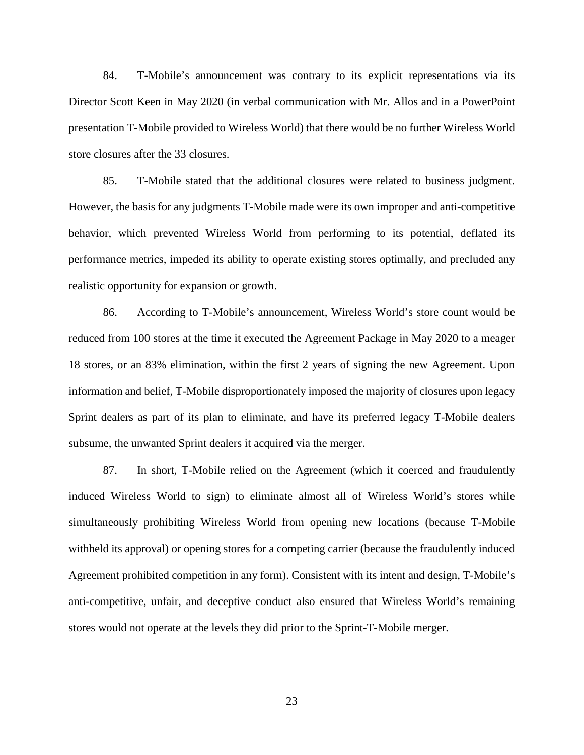84. T-Mobile's announcement was contrary to its explicit representations via its Director Scott Keen in May 2020 (in verbal communication with Mr. Allos and in a PowerPoint presentation T-Mobile provided to Wireless World) that there would be no further Wireless World store closures after the 33 closures.

85. T-Mobile stated that the additional closures were related to business judgment. However, the basis for any judgments T-Mobile made were its own improper and anti-competitive behavior, which prevented Wireless World from performing to its potential, deflated its performance metrics, impeded its ability to operate existing stores optimally, and precluded any realistic opportunity for expansion or growth.

86. According to T-Mobile's announcement, Wireless World's store count would be reduced from 100 stores at the time it executed the Agreement Package in May 2020 to a meager 18 stores, or an 83% elimination, within the first 2 years of signing the new Agreement. Upon information and belief, T-Mobile disproportionately imposed the majority of closures upon legacy Sprint dealers as part of its plan to eliminate, and have its preferred legacy T-Mobile dealers subsume, the unwanted Sprint dealers it acquired via the merger.

87. In short, T-Mobile relied on the Agreement (which it coerced and fraudulently induced Wireless World to sign) to eliminate almost all of Wireless World's stores while simultaneously prohibiting Wireless World from opening new locations (because T-Mobile withheld its approval) or opening stores for a competing carrier (because the fraudulently induced Agreement prohibited competition in any form). Consistent with its intent and design, T-Mobile's anti-competitive, unfair, and deceptive conduct also ensured that Wireless World's remaining stores would not operate at the levels they did prior to the Sprint-T-Mobile merger.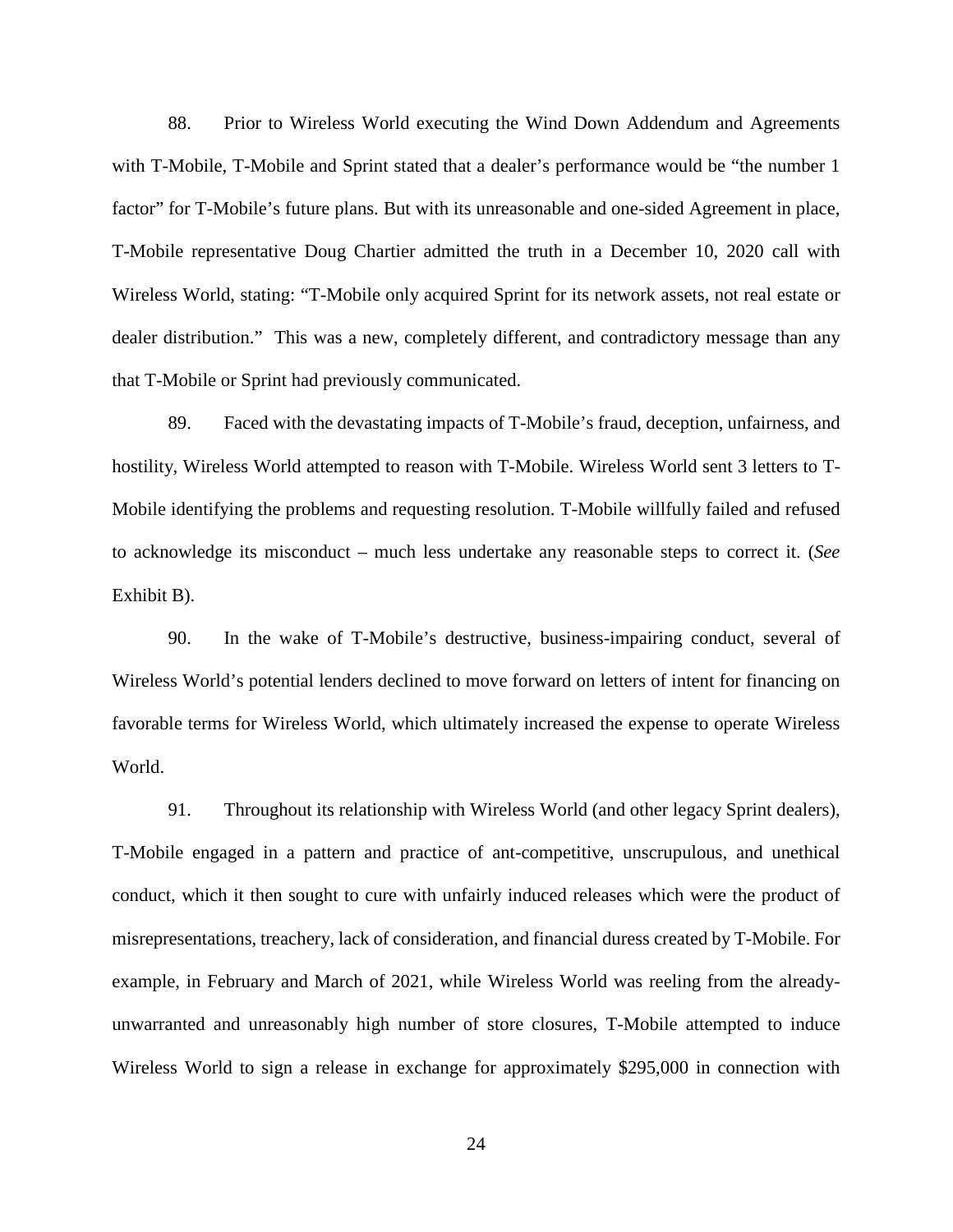88. Prior to Wireless World executing the Wind Down Addendum and Agreements with T-Mobile, T-Mobile and Sprint stated that a dealer's performance would be "the number 1 factor" for T-Mobile's future plans. But with its unreasonable and one-sided Agreement in place, T-Mobile representative Doug Chartier admitted the truth in a December 10, 2020 call with Wireless World, stating: "T-Mobile only acquired Sprint for its network assets, not real estate or dealer distribution." This was a new, completely different, and contradictory message than any that T-Mobile or Sprint had previously communicated.

89. Faced with the devastating impacts of T-Mobile's fraud, deception, unfairness, and hostility, Wireless World attempted to reason with T-Mobile. Wireless World sent 3 letters to T-Mobile identifying the problems and requesting resolution. T-Mobile willfully failed and refused to acknowledge its misconduct – much less undertake any reasonable steps to correct it. (*See* Exhibit B).

90. In the wake of T-Mobile's destructive, business-impairing conduct, several of Wireless World's potential lenders declined to move forward on letters of intent for financing on favorable terms for Wireless World, which ultimately increased the expense to operate Wireless World.

91. Throughout its relationship with Wireless World (and other legacy Sprint dealers), T-Mobile engaged in a pattern and practice of ant-competitive, unscrupulous, and unethical conduct, which it then sought to cure with unfairly induced releases which were the product of misrepresentations, treachery, lack of consideration, and financial duress created by T-Mobile. For example, in February and March of 2021, while Wireless World was reeling from the already-unwarranted and unreasonably high number of store closures, T-Mobile attempted to induce Wireless World to sign a release in exchange for approximately $295,000 in connection with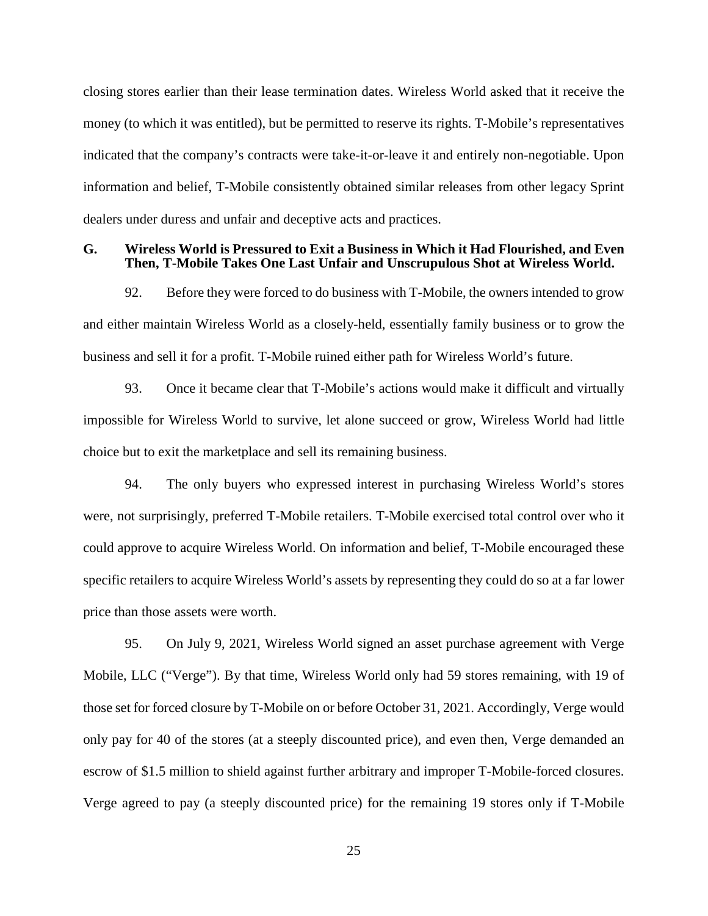closing stores earlier than their lease termination dates. Wireless World asked that it receive the money (to which it was entitled), but be permitted to reserve its rights. T-Mobile's representatives indicated that the company's contracts were take-it-or-leave it and entirely non-negotiable. Upon information and belief, T-Mobile consistently obtained similar releases from other legacy Sprint dealers under duress and unfair and deceptive acts and practices.

### G. Wireless World is Pressured to Exit a Business in Which it Had Flourished, and Even Then, T-Mobile Takes One Last Unfair and Unscrupulous Shot at Wireless World.

92. Before they were forced to do business with T-Mobile, the owners intended to grow and either maintain Wireless World as a closely-held, essentially family business or to grow the business and sell it for a profit. T-Mobile ruined either path for Wireless World's future.

93. Once it became clear that T-Mobile's actions would make it difficult and virtually impossible for Wireless World to survive, let alone succeed or grow, Wireless World had little choice but to exit the marketplace and sell its remaining business.

94. The only buyers who expressed interest in purchasing Wireless World's stores were, not surprisingly, preferred T-Mobile retailers. T-Mobile exercised total control over who it could approve to acquire Wireless World. On information and belief, T-Mobile encouraged these specific retailers to acquire Wireless World's assets by representing they could do so at a far lower price than those assets were worth.

95. On July 9, 2021, Wireless World signed an asset purchase agreement with Verge Mobile, LLC ("Verge"). By that time, Wireless World only had 59 stores remaining, with 19 of those set for forced closure by T-Mobile on or before October 31, 2021. Accordingly, Verge would only pay for 40 of the stores (at a steeply discounted price), and even then, Verge demanded an escrow of $1.5 million to shield against further arbitrary and improper T-Mobile-forced closures. Verge agreed to pay (a steeply discounted price) for the remaining 19 stores only if T-Mobile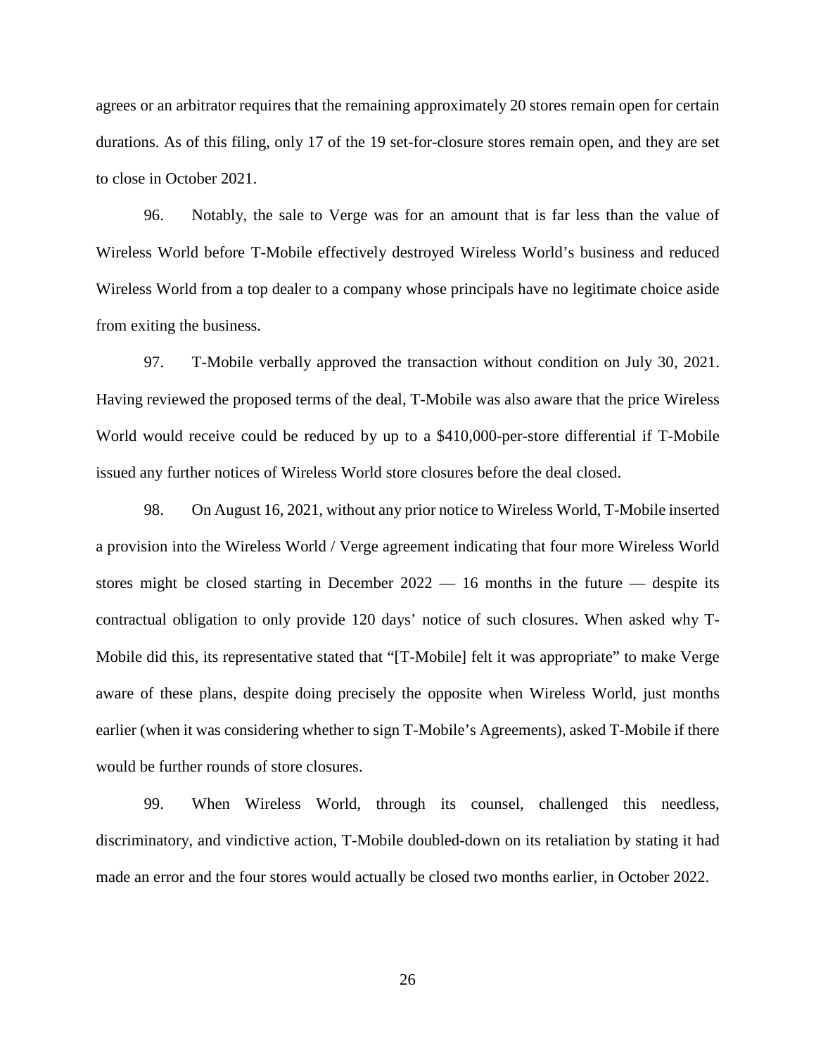agrees or an arbitrator requires that the remaining approximately 20 stores remain open for certain durations. As of this filing, only 17 of the 19 set-for-closure stores remain open, and they are set to close in October 2021.

96. Notably, the sale to Verge was for an amount that is far less than the value of Wireless World before T-Mobile effectively destroyed Wireless World's business and reduced Wireless World from a top dealer to a company whose principals have no legitimate choice aside from exiting the business.

97. T-Mobile verbally approved the transaction without condition on July 30, 2021. Having reviewed the proposed terms of the deal, T-Mobile was also aware that the price Wireless World would receive could be reduced by up to a $410,000-per-store differential if T-Mobile issued any further notices of Wireless World store closures before the deal closed.

98. On August 16, 2021, without any prior notice to Wireless World, T-Mobile inserted a provision into the Wireless World / Verge agreement indicating that four more Wireless World stores might be closed starting in December 2022 — 16 months in the future — despite its contractual obligation to only provide 120 days' notice of such closures. When asked why T-Mobile did this, its representative stated that "[T-Mobile] felt it was appropriate" to make Verge aware of these plans, despite doing precisely the opposite when Wireless World, just months earlier (when it was considering whether to sign T-Mobile's Agreements), asked T-Mobile if there would be further rounds of store closures.

99. When Wireless World, through its counsel, challenged this needless, discriminatory, and vindictive action, T-Mobile doubled-down on its retaliation by stating it had made an error and the four stores would actually be closed two months earlier, in October 2022.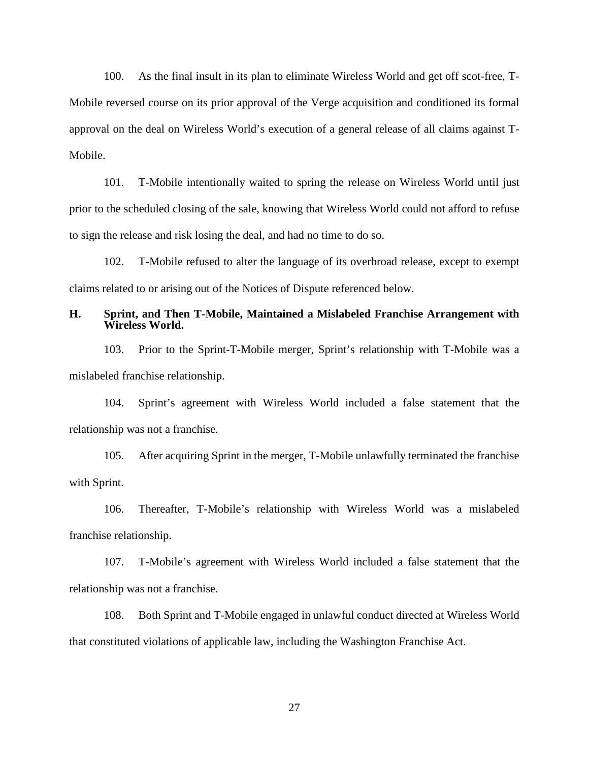100. As the final insult in its plan to eliminate Wireless World and get off scot-free, T-Mobile reversed course on its prior approval of the Verge acquisition and conditioned its formal approval on the deal on Wireless World's execution of a general release of all claims against T-Mobile.

101. T-Mobile intentionally waited to spring the release on Wireless World until just prior to the scheduled closing of the sale, knowing that Wireless World could not afford to refuse to sign the release and risk losing the deal, and had no time to do so.

102. T-Mobile refused to alter the language of its overbroad release, except to exempt claims related to or arising out of the Notices of Dispute referenced below.

### H. Sprint, and Then T-Mobile, Maintained a Mislabeled Franchise Arrangement with Wireless World.

103. Prior to the Sprint-T-Mobile merger, Sprint's relationship with T-Mobile was a mislabeled franchise relationship.

104. Sprint's agreement with Wireless World included a false statement that the relationship was not a franchise.

105. After acquiring Sprint in the merger, T-Mobile unlawfully terminated the franchise with Sprint.

106. Thereafter, T-Mobile's relationship with Wireless World was a mislabeled franchise relationship.

107. T-Mobile's agreement with Wireless World included a false statement that the relationship was not a franchise.

108. Both Sprint and T-Mobile engaged in unlawful conduct directed at Wireless World that constituted violations of applicable law, including the Washington Franchise Act.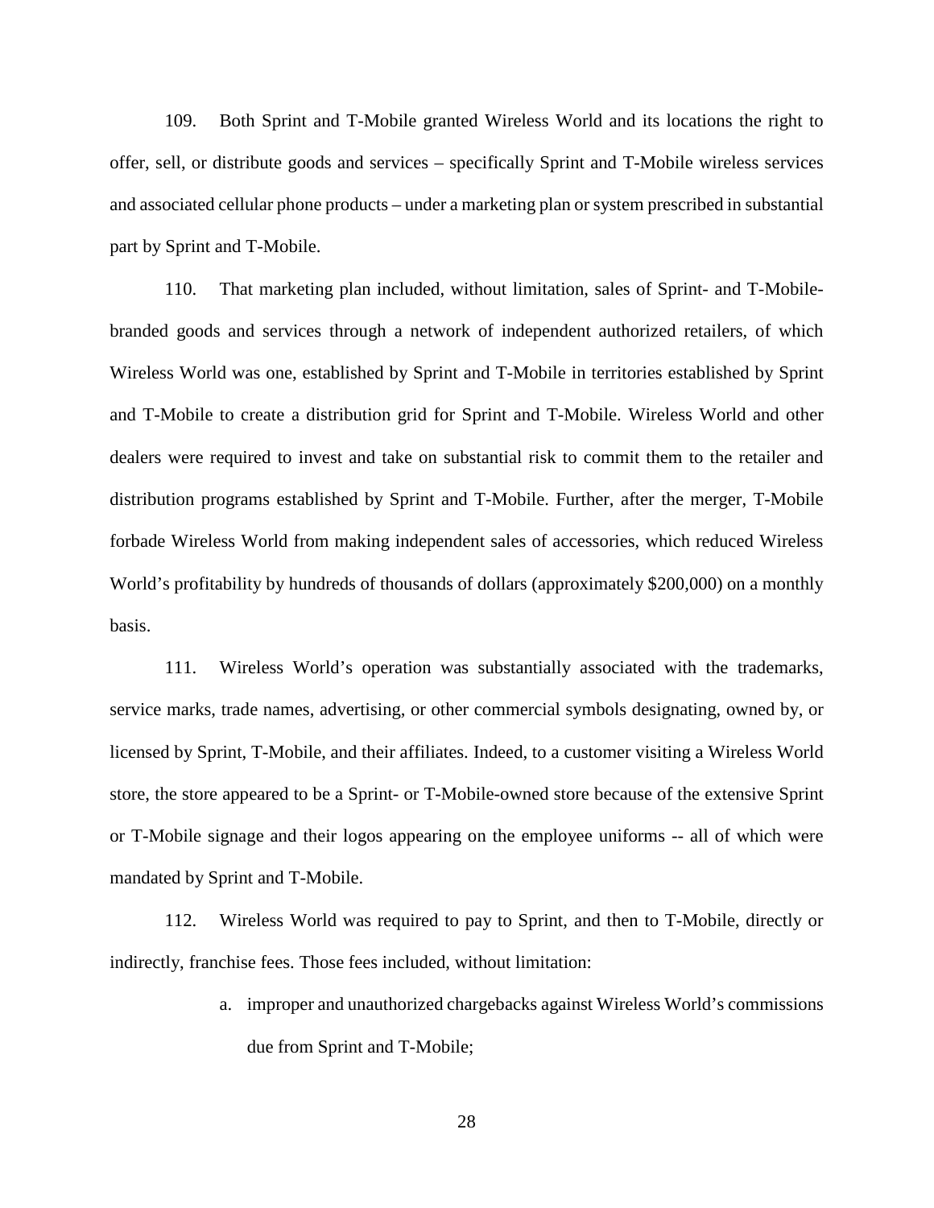109. Both Sprint and T-Mobile granted Wireless World and its locations the right to offer, sell, or distribute goods and services – specifically Sprint and T-Mobile wireless services and associated cellular phone products – under a marketing plan or system prescribed in substantial part by Sprint and T-Mobile.

110. That marketing plan included, without limitation, sales of Sprint- and T-Mobile-branded goods and services through a network of independent authorized retailers, of which Wireless World was one, established by Sprint and T-Mobile in territories established by Sprint and T-Mobile to create a distribution grid for Sprint and T-Mobile. Wireless World and other dealers were required to invest and take on substantial risk to commit them to the retailer and distribution programs established by Sprint and T-Mobile. Further, after the merger, T-Mobile forbade Wireless World from making independent sales of accessories, which reduced Wireless World's profitability by hundreds of thousands of dollars (approximately $200,000) on a monthly basis.

111. Wireless World's operation was substantially associated with the trademarks, service marks, trade names, advertising, or other commercial symbols designating, owned by, or licensed by Sprint, T-Mobile, and their affiliates. Indeed, to a customer visiting a Wireless World store, the store appeared to be a Sprint- or T-Mobile-owned store because of the extensive Sprint or T-Mobile signage and their logos appearing on the employee uniforms -- all of which were mandated by Sprint and T-Mobile.

112. Wireless World was required to pay to Sprint, and then to T-Mobile, directly or indirectly, franchise fees. Those fees included, without limitation:

a. improper and unauthorized chargebacks against Wireless World's commissions due from Sprint and T-Mobile;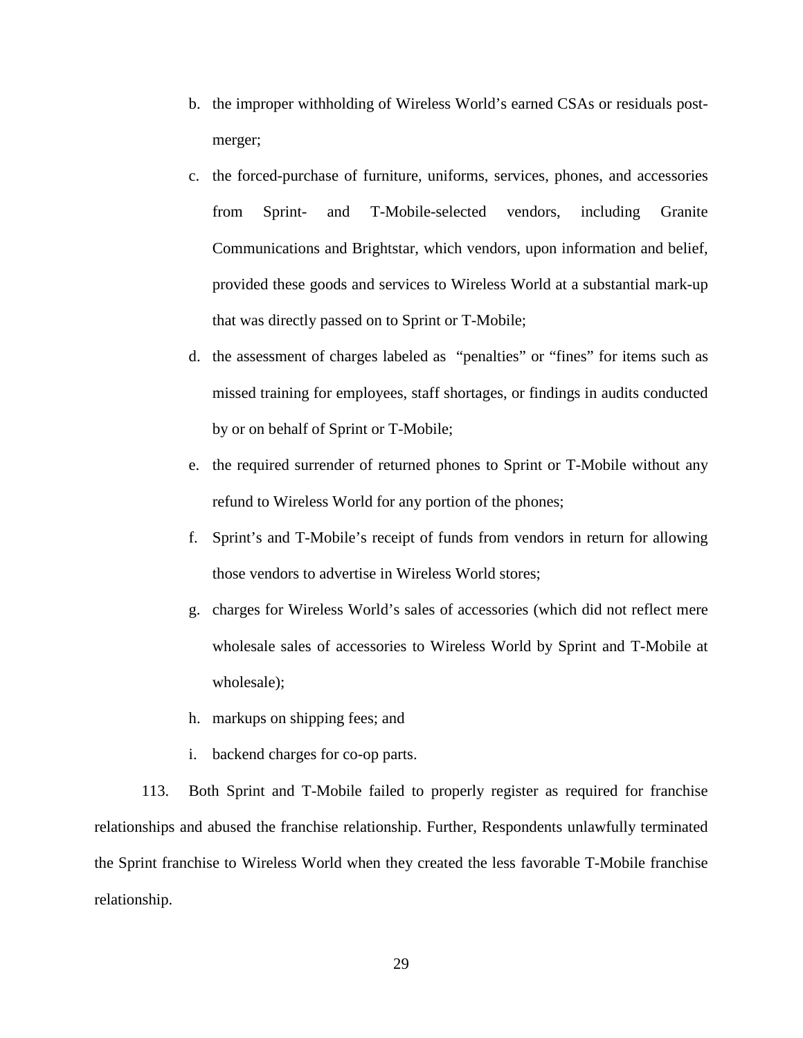b. the improper withholding of Wireless World's earned CSAs or residuals post-merger;

c. the forced-purchase of furniture, uniforms, services, phones, and accessories from Sprint- and T-Mobile-selected vendors, including Granite Communications and Brightstar, which vendors, upon information and belief, provided these goods and services to Wireless World at a substantial mark-up that was directly passed on to Sprint or T-Mobile;

d. the assessment of charges labeled as "penalties" or "fines" for items such as missed training for employees, staff shortages, or findings in audits conducted by or on behalf of Sprint or T-Mobile;

e. the required surrender of returned phones to Sprint or T-Mobile without any refund to Wireless World for any portion of the phones;

f. Sprint's and T-Mobile's receipt of funds from vendors in return for allowing those vendors to advertise in Wireless World stores;

g. charges for Wireless World's sales of accessories (which did not reflect mere wholesale sales of accessories to Wireless World by Sprint and T-Mobile at wholesale);

h. markups on shipping fees; and

i. backend charges for co-op parts.

113. Both Sprint and T-Mobile failed to properly register as required for franchise relationships and abused the franchise relationship. Further, Respondents unlawfully terminated the Sprint franchise to Wireless World when they created the less favorable T-Mobile franchise relationship.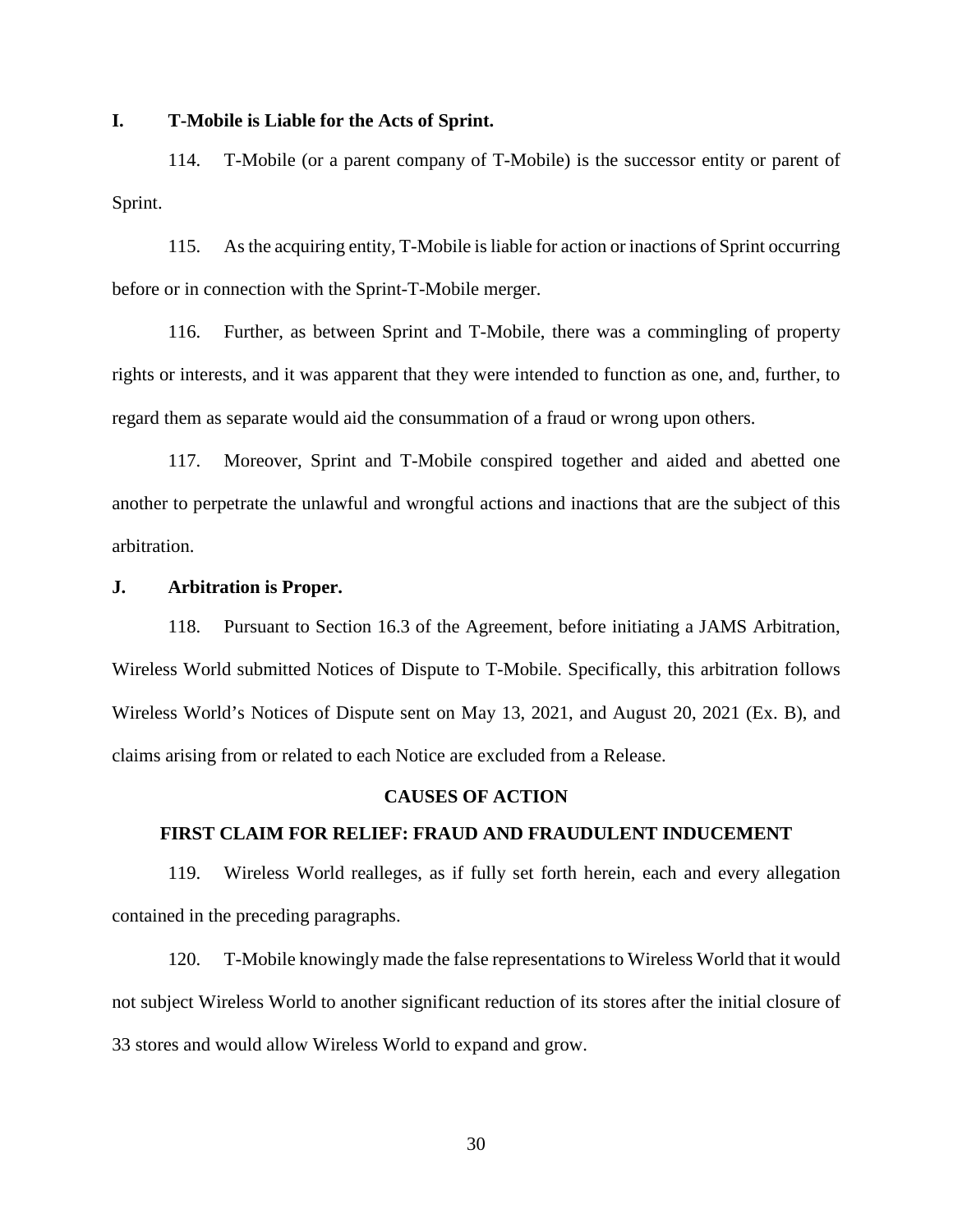### I. T-Mobile is Liable for the Acts of Sprint.

114. T-Mobile (or a parent company of T-Mobile) is the successor entity or parent of Sprint.

115. As the acquiring entity, T-Mobile is liable for action or inactions of Sprint occurring before or in connection with the Sprint-T-Mobile merger.

116. Further, as between Sprint and T-Mobile, there was a commingling of property rights or interests, and it was apparent that they were intended to function as one, and, further, to regard them as separate would aid the consummation of a fraud or wrong upon others.

117. Moreover, Sprint and T-Mobile conspired together and aided and abetted one another to perpetrate the unlawful and wrongful actions and inactions that are the subject of this arbitration.

### J. Arbitration is Proper.

118. Pursuant to Section 16.3 of the Agreement, before initiating a JAMS Arbitration, Wireless World submitted Notices of Dispute to T-Mobile. Specifically, this arbitration follows Wireless World's Notices of Dispute sent on May 13, 2021, and August 20, 2021 (Ex. B), and claims arising from or related to each Notice are excluded from a Release.

## CAUSES OF ACTION

### FIRST CLAIM FOR RELIEF: FRAUD AND FRAUDULENT INDUCEMENT

119. Wireless World realleges, as if fully set forth herein, each and every allegation contained in the preceding paragraphs.

120. T-Mobile knowingly made the false representations to Wireless World that it would not subject Wireless World to another significant reduction of its stores after the initial closure of 33 stores and would allow Wireless World to expand and grow.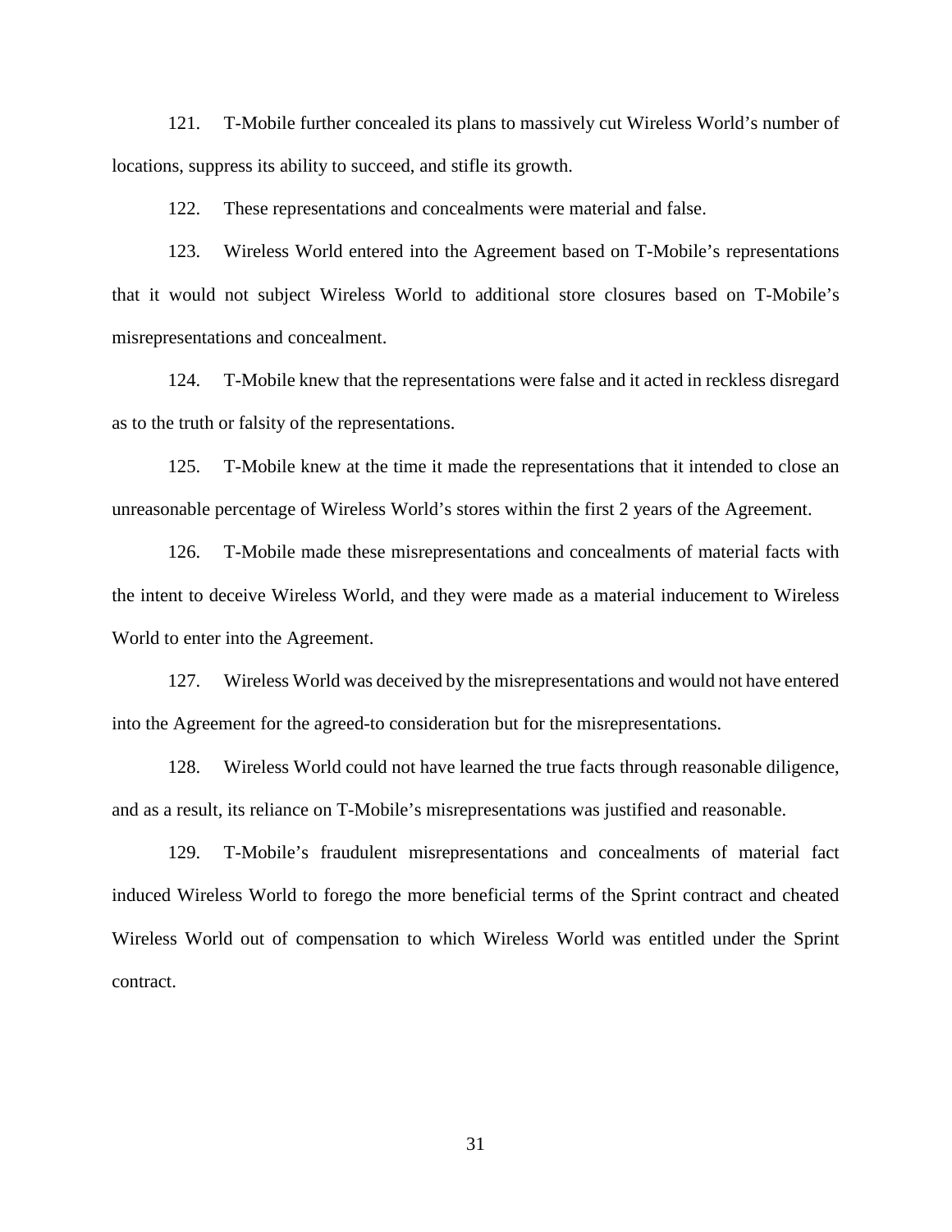121. T-Mobile further concealed its plans to massively cut Wireless World's number of locations, suppress its ability to succeed, and stifle its growth.

122. These representations and concealments were material and false.

123. Wireless World entered into the Agreement based on T-Mobile's representations that it would not subject Wireless World to additional store closures based on T-Mobile's misrepresentations and concealment.

124. T-Mobile knew that the representations were false and it acted in reckless disregard as to the truth or falsity of the representations.

125. T-Mobile knew at the time it made the representations that it intended to close an unreasonable percentage of Wireless World's stores within the first 2 years of the Agreement.

126. T-Mobile made these misrepresentations and concealments of material facts with the intent to deceive Wireless World, and they were made as a material inducement to Wireless World to enter into the Agreement.

127. Wireless World was deceived by the misrepresentations and would not have entered into the Agreement for the agreed-to consideration but for the misrepresentations.

128. Wireless World could not have learned the true facts through reasonable diligence, and as a result, its reliance on T-Mobile's misrepresentations was justified and reasonable.

129. T-Mobile's fraudulent misrepresentations and concealments of material fact induced Wireless World to forego the more beneficial terms of the Sprint contract and cheated Wireless World out of compensation to which Wireless World was entitled under the Sprint contract.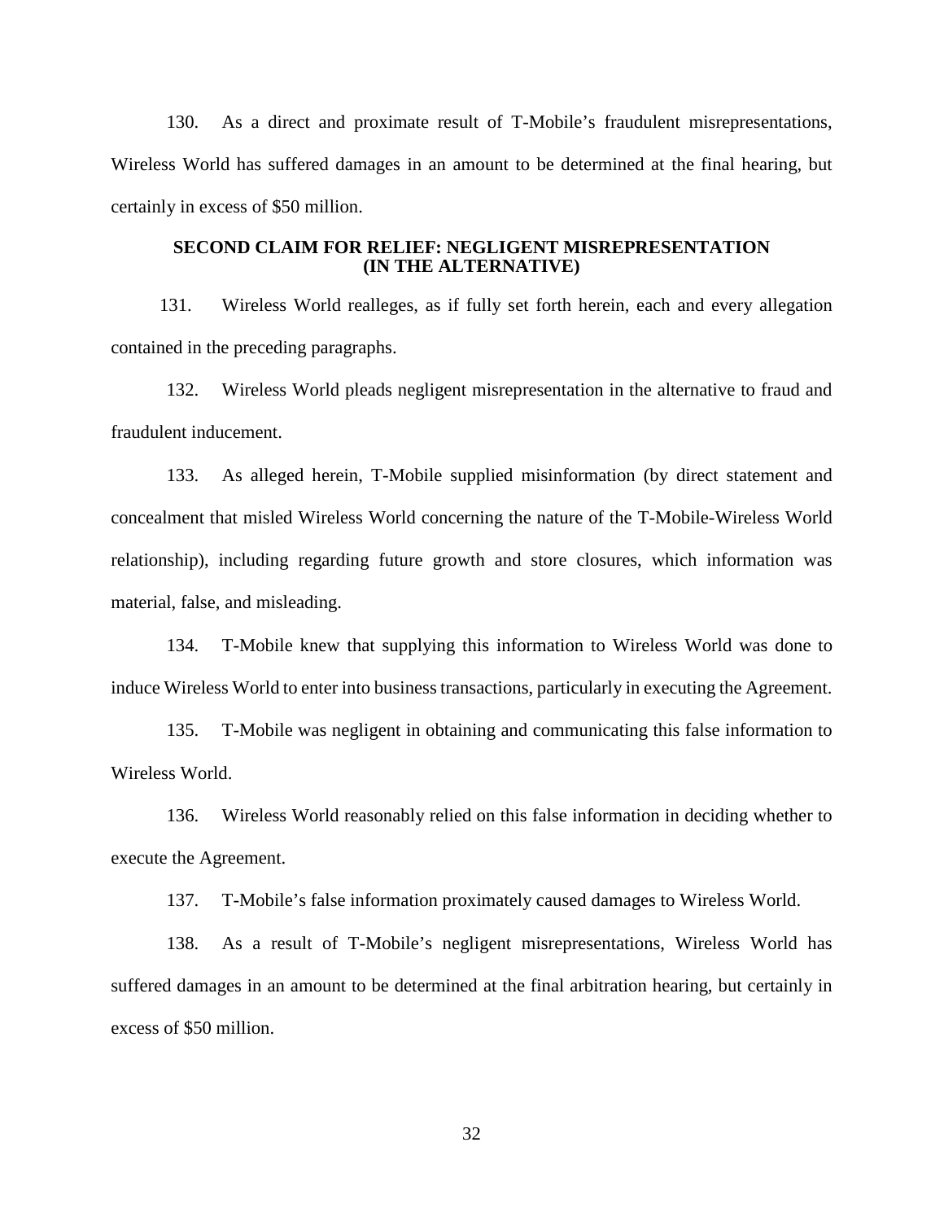130. As a direct and proximate result of T-Mobile's fraudulent misrepresentations, Wireless World has suffered damages in an amount to be determined at the final hearing, but certainly in excess of $50 million.

**SECOND CLAIM FOR RELIEF: NEGLIGENT MISREPRESENTATION (IN THE ALTERNATIVE)**

131. Wireless World realleges, as if fully set forth herein, each and every allegation contained in the preceding paragraphs.

132. Wireless World pleads negligent misrepresentation in the alternative to fraud and fraudulent inducement.

133. As alleged herein, T-Mobile supplied misinformation (by direct statement and concealment that misled Wireless World concerning the nature of the T-Mobile-Wireless World relationship), including regarding future growth and store closures, which information was material, false, and misleading.

134. T-Mobile knew that supplying this information to Wireless World was done to induce Wireless World to enter into business transactions, particularly in executing the Agreement.

135. T-Mobile was negligent in obtaining and communicating this false information to Wireless World.

136. Wireless World reasonably relied on this false information in deciding whether to execute the Agreement.

137. T-Mobile's false information proximately caused damages to Wireless World.

138. As a result of T-Mobile's negligent misrepresentations, Wireless World has suffered damages in an amount to be determined at the final arbitration hearing, but certainly in excess of $50 million.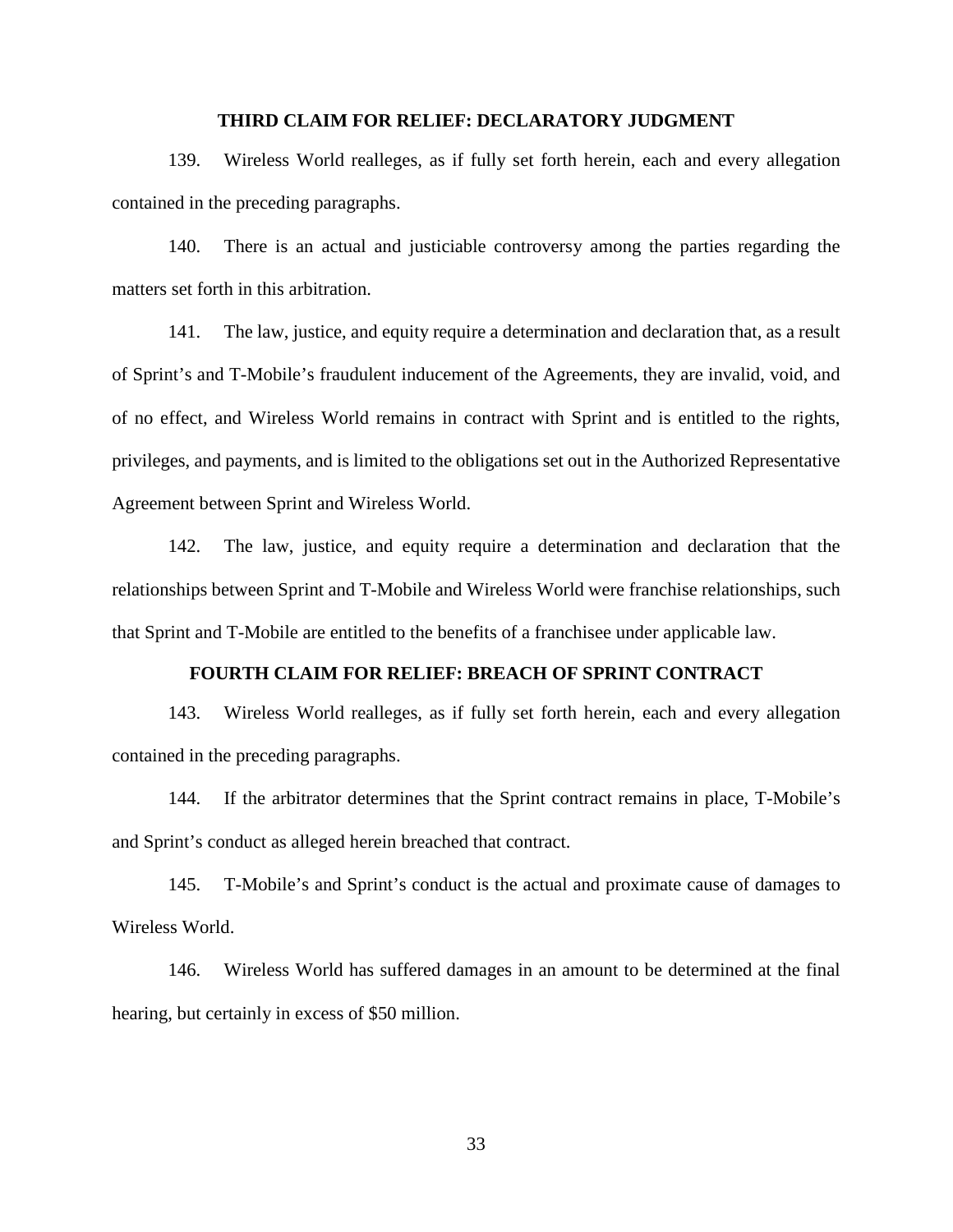## THIRD CLAIM FOR RELIEF: DECLARATORY JUDGMENT

139. Wireless World realleges, as if fully set forth herein, each and every allegation contained in the preceding paragraphs.

140. There is an actual and justiciable controversy among the parties regarding the matters set forth in this arbitration.

141. The law, justice, and equity require a determination and declaration that, as a result of Sprint's and T-Mobile's fraudulent inducement of the Agreements, they are invalid, void, and of no effect, and Wireless World remains in contract with Sprint and is entitled to the rights, privileges, and payments, and is limited to the obligations set out in the Authorized Representative Agreement between Sprint and Wireless World.

142. The law, justice, and equity require a determination and declaration that the relationships between Sprint and T-Mobile and Wireless World were franchise relationships, such that Sprint and T-Mobile are entitled to the benefits of a franchisee under applicable law.

## FOURTH CLAIM FOR RELIEF: BREACH OF SPRINT CONTRACT

143. Wireless World realleges, as if fully set forth herein, each and every allegation contained in the preceding paragraphs.

144. If the arbitrator determines that the Sprint contract remains in place, T-Mobile's and Sprint's conduct as alleged herein breached that contract.

145. T-Mobile's and Sprint's conduct is the actual and proximate cause of damages to Wireless World.

146. Wireless World has suffered damages in an amount to be determined at the final hearing, but certainly in excess of $50 million.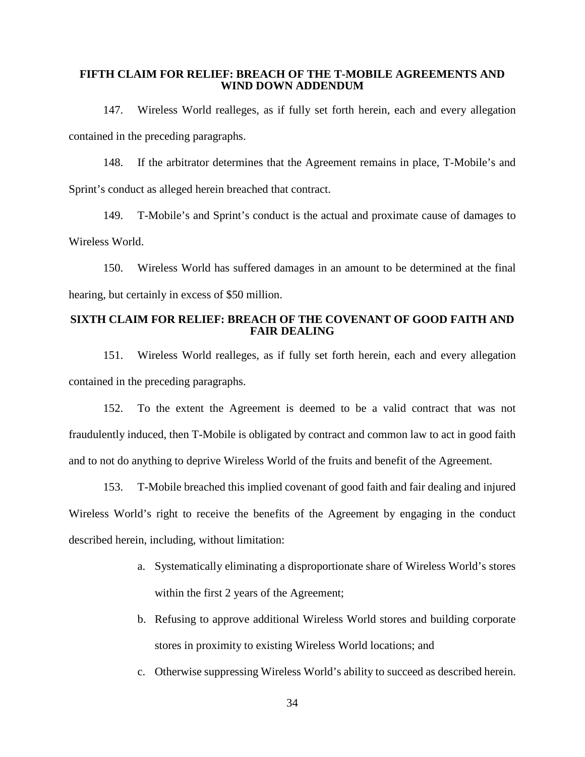**FIFTH CLAIM FOR RELIEF: BREACH OF THE T-MOBILE AGREEMENTS AND WIND DOWN ADDENDUM**

147. Wireless World realleges, as if fully set forth herein, each and every allegation contained in the preceding paragraphs.

148. If the arbitrator determines that the Agreement remains in place, T-Mobile's and Sprint's conduct as alleged herein breached that contract.

149. T-Mobile's and Sprint's conduct is the actual and proximate cause of damages to Wireless World.

150. Wireless World has suffered damages in an amount to be determined at the final hearing, but certainly in excess of $50 million.

**SIXTH CLAIM FOR RELIEF: BREACH OF THE COVENANT OF GOOD FAITH AND FAIR DEALING**

151. Wireless World realleges, as if fully set forth herein, each and every allegation contained in the preceding paragraphs.

152. To the extent the Agreement is deemed to be a valid contract that was not fraudulently induced, then T-Mobile is obligated by contract and common law to act in good faith and to not do anything to deprive Wireless World of the fruits and benefit of the Agreement.

153. T-Mobile breached this implied covenant of good faith and fair dealing and injured Wireless World's right to receive the benefits of the Agreement by engaging in the conduct described herein, including, without limitation:

a. Systematically eliminating a disproportionate share of Wireless World's stores within the first 2 years of the Agreement;

b. Refusing to approve additional Wireless World stores and building corporate stores in proximity to existing Wireless World locations; and

c. Otherwise suppressing Wireless World's ability to succeed as described herein.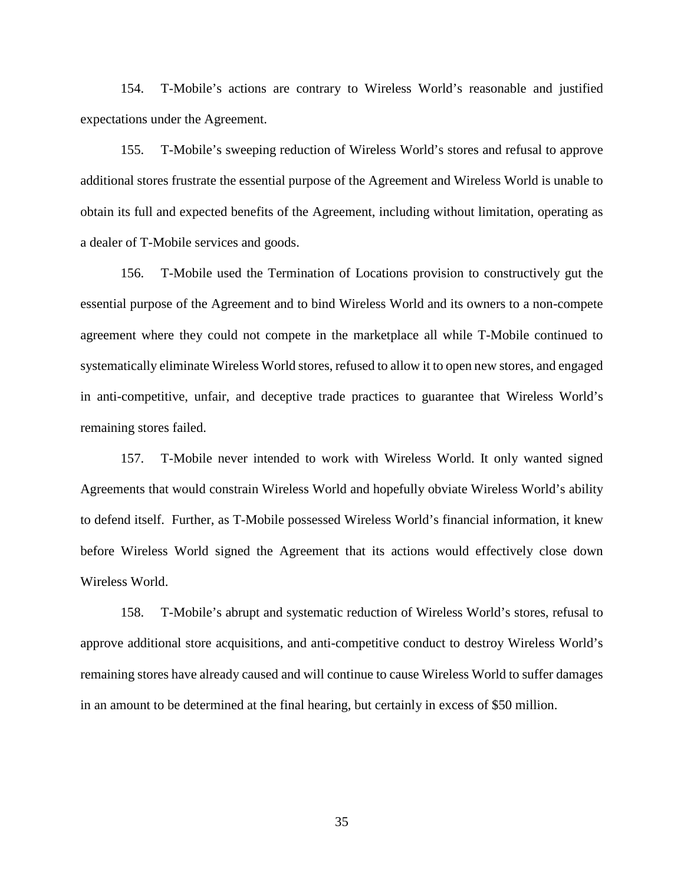154. T-Mobile's actions are contrary to Wireless World's reasonable and justified expectations under the Agreement.

155. T-Mobile's sweeping reduction of Wireless World's stores and refusal to approve additional stores frustrate the essential purpose of the Agreement and Wireless World is unable to obtain its full and expected benefits of the Agreement, including without limitation, operating as a dealer of T-Mobile services and goods.

156. T-Mobile used the Termination of Locations provision to constructively gut the essential purpose of the Agreement and to bind Wireless World and its owners to a non-compete agreement where they could not compete in the marketplace all while T-Mobile continued to systematically eliminate Wireless World stores, refused to allow it to open new stores, and engaged in anti-competitive, unfair, and deceptive trade practices to guarantee that Wireless World's remaining stores failed.

157. T-Mobile never intended to work with Wireless World. It only wanted signed Agreements that would constrain Wireless World and hopefully obviate Wireless World's ability to defend itself. Further, as T-Mobile possessed Wireless World's financial information, it knew before Wireless World signed the Agreement that its actions would effectively close down Wireless World.

158. T-Mobile's abrupt and systematic reduction of Wireless World's stores, refusal to approve additional store acquisitions, and anti-competitive conduct to destroy Wireless World's remaining stores have already caused and will continue to cause Wireless World to suffer damages in an amount to be determined at the final hearing, but certainly in excess of $50 million.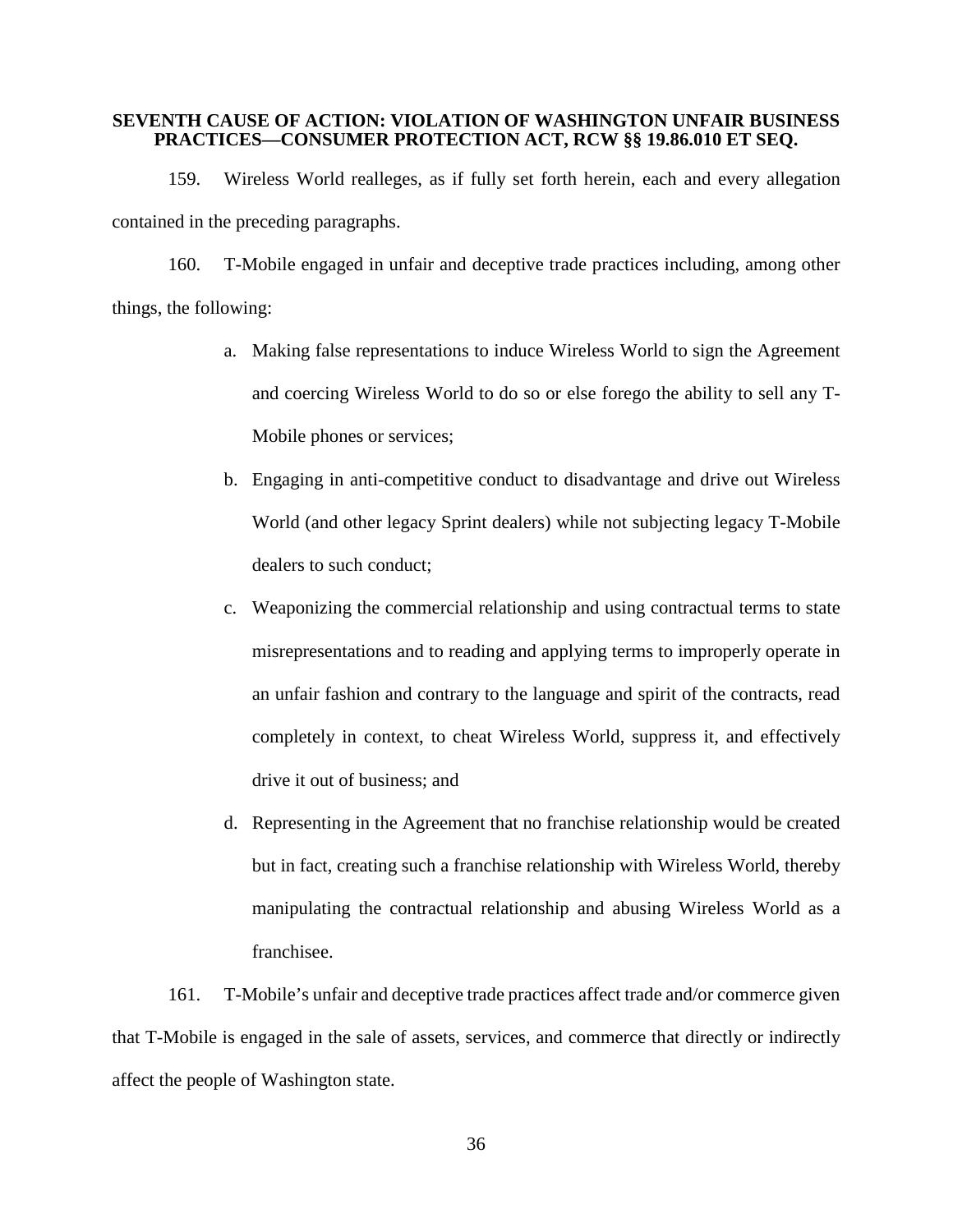**SEVENTH CAUSE OF ACTION: VIOLATION OF WASHINGTON UNFAIR BUSINESS PRACTICES—CONSUMER PROTECTION ACT, RCW §§ 19.86.010 ET SEQ.**

159. Wireless World realleges, as if fully set forth herein, each and every allegation contained in the preceding paragraphs.

160. T-Mobile engaged in unfair and deceptive trade practices including, among other things, the following:

a. Making false representations to induce Wireless World to sign the Agreement and coercing Wireless World to do so or else forego the ability to sell any T-Mobile phones or services;

b. Engaging in anti-competitive conduct to disadvantage and drive out Wireless World (and other legacy Sprint dealers) while not subjecting legacy T-Mobile dealers to such conduct;

c. Weaponizing the commercial relationship and using contractual terms to state misrepresentations and to reading and applying terms to improperly operate in an unfair fashion and contrary to the language and spirit of the contracts, read completely in context, to cheat Wireless World, suppress it, and effectively drive it out of business; and

d. Representing in the Agreement that no franchise relationship would be created but in fact, creating such a franchise relationship with Wireless World, thereby manipulating the contractual relationship and abusing Wireless World as a franchisee.

161. T-Mobile's unfair and deceptive trade practices affect trade and/or commerce given that T-Mobile is engaged in the sale of assets, services, and commerce that directly or indirectly affect the people of Washington state.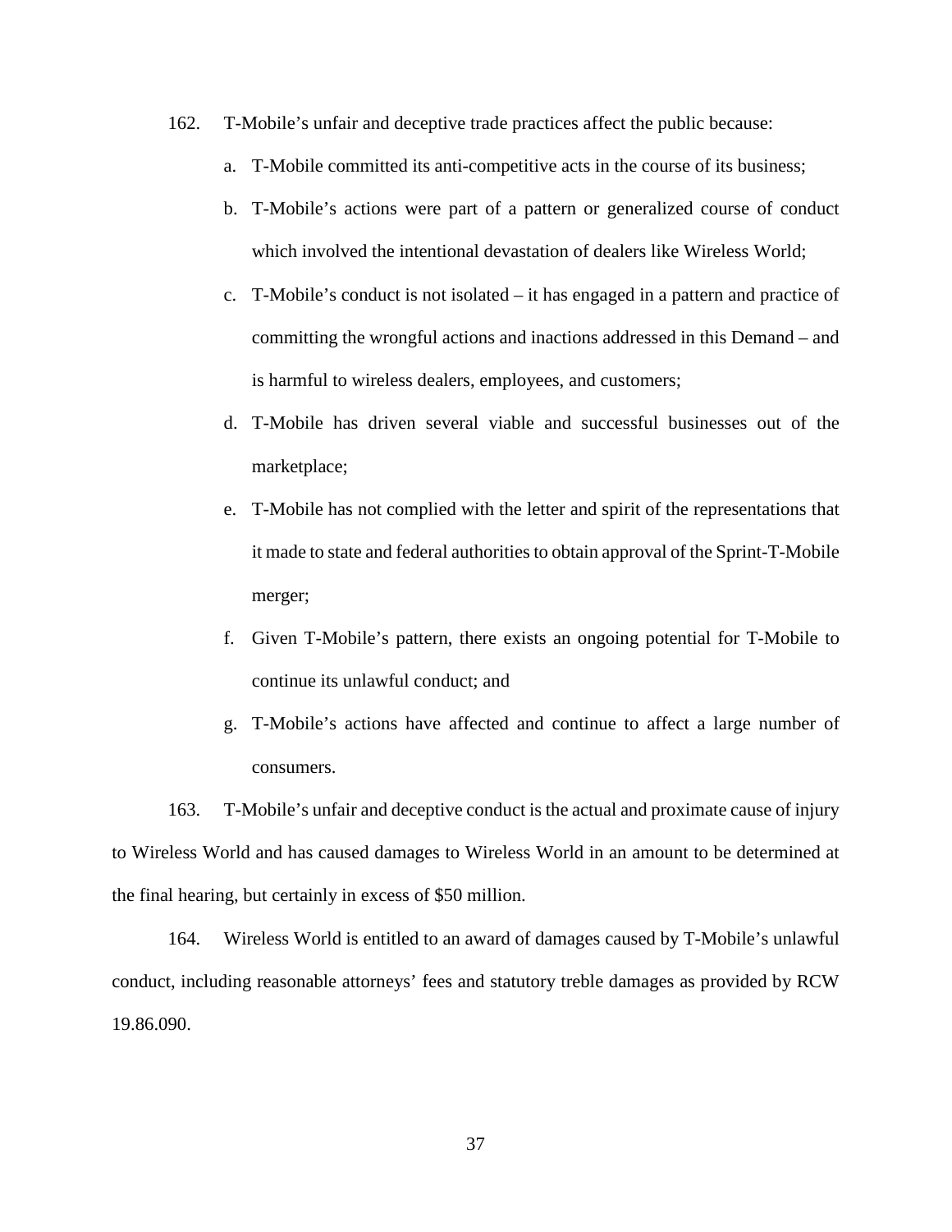162. T-Mobile's unfair and deceptive trade practices affect the public because:

a. T-Mobile committed its anti-competitive acts in the course of its business;

b. T-Mobile's actions were part of a pattern or generalized course of conduct which involved the intentional devastation of dealers like Wireless World;

c. T-Mobile's conduct is not isolated – it has engaged in a pattern and practice of committing the wrongful actions and inactions addressed in this Demand – and is harmful to wireless dealers, employees, and customers;

d. T-Mobile has driven several viable and successful businesses out of the marketplace;

e. T-Mobile has not complied with the letter and spirit of the representations that it made to state and federal authorities to obtain approval of the Sprint-T-Mobile merger;

f. Given T-Mobile's pattern, there exists an ongoing potential for T-Mobile to continue its unlawful conduct; and

g. T-Mobile's actions have affected and continue to affect a large number of consumers.

163. T-Mobile's unfair and deceptive conduct is the actual and proximate cause of injury to Wireless World and has caused damages to Wireless World in an amount to be determined at the final hearing, but certainly in excess of $50 million.

164. Wireless World is entitled to an award of damages caused by T-Mobile's unlawful conduct, including reasonable attorneys' fees and statutory treble damages as provided by RCW 19.86.090.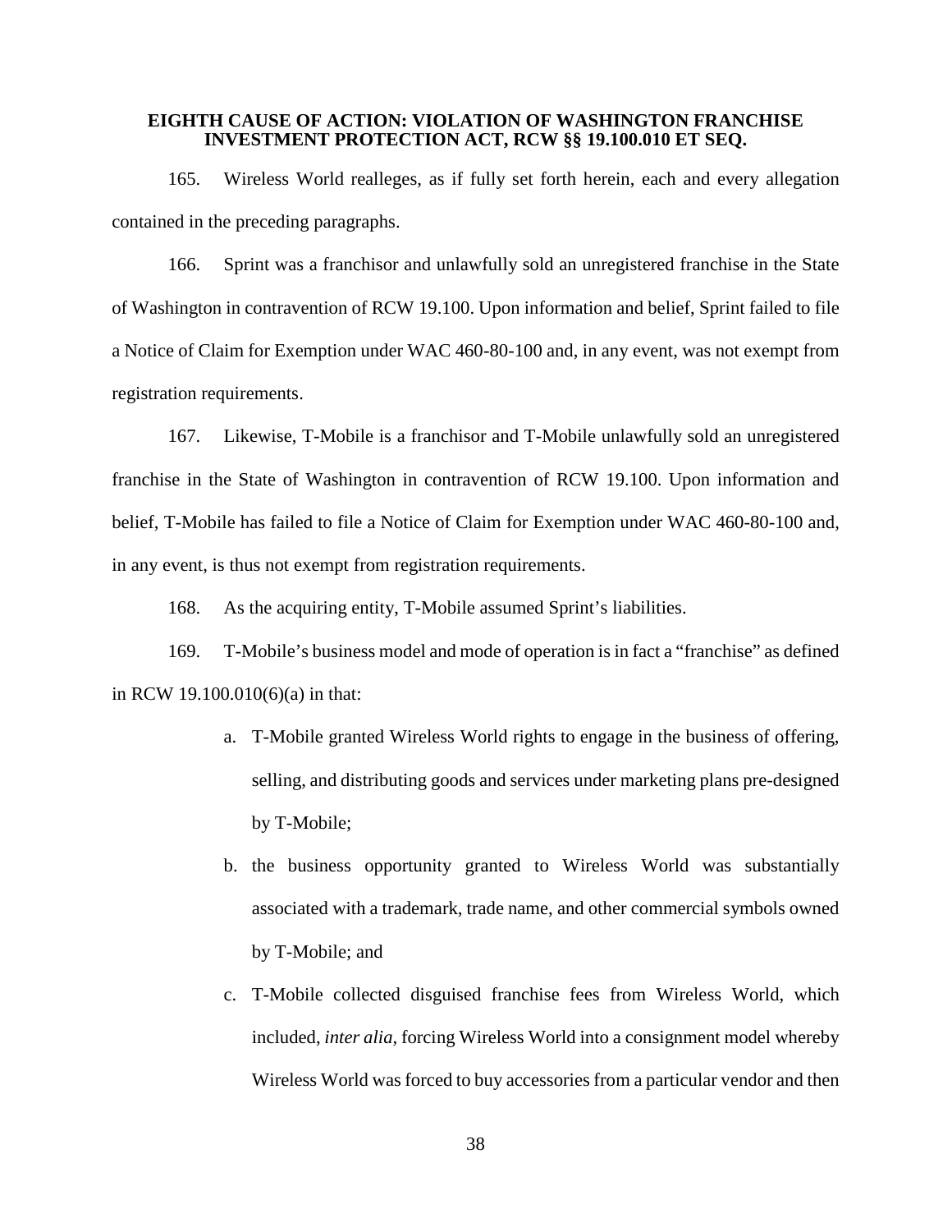**EIGHTH CAUSE OF ACTION: VIOLATION OF WASHINGTON FRANCHISE INVESTMENT PROTECTION ACT, RCW §§ 19.100.010 ET SEQ.**

165. Wireless World realleges, as if fully set forth herein, each and every allegation contained in the preceding paragraphs.

166. Sprint was a franchisor and unlawfully sold an unregistered franchise in the State of Washington in contravention of RCW 19.100. Upon information and belief, Sprint failed to file a Notice of Claim for Exemption under WAC 460-80-100 and, in any event, was not exempt from registration requirements.

167. Likewise, T-Mobile is a franchisor and T-Mobile unlawfully sold an unregistered franchise in the State of Washington in contravention of RCW 19.100. Upon information and belief, T-Mobile has failed to file a Notice of Claim for Exemption under WAC 460-80-100 and, in any event, is thus not exempt from registration requirements.

168. As the acquiring entity, T-Mobile assumed Sprint's liabilities.

169. T-Mobile's business model and mode of operation is in fact a "franchise" as defined in RCW 19.100.010(6)(a) in that:

a. T-Mobile granted Wireless World rights to engage in the business of offering, selling, and distributing goods and services under marketing plans pre-designed by T-Mobile;

b. the business opportunity granted to Wireless World was substantially associated with a trademark, trade name, and other commercial symbols owned by T-Mobile; and

c. T-Mobile collected disguised franchise fees from Wireless World, which included, *inter alia*, forcing Wireless World into a consignment model whereby Wireless World was forced to buy accessories from a particular vendor and then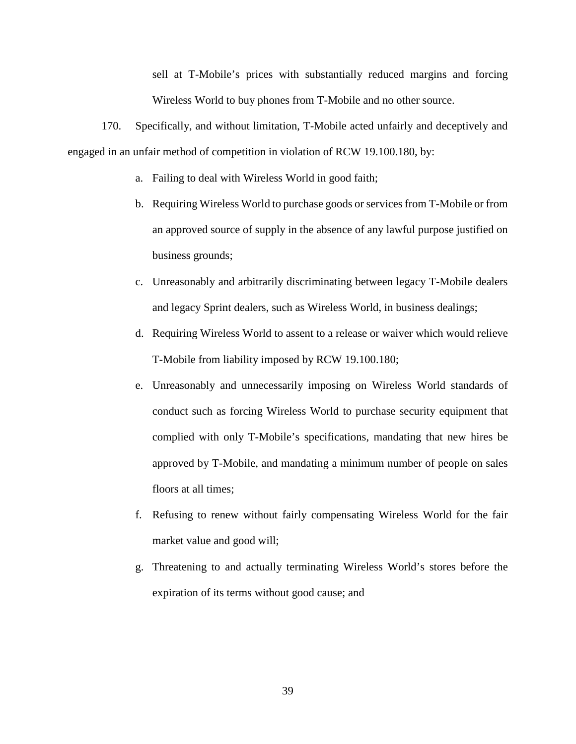sell at T-Mobile's prices with substantially reduced margins and forcing Wireless World to buy phones from T-Mobile and no other source.

170. Specifically, and without limitation, T-Mobile acted unfairly and deceptively and engaged in an unfair method of competition in violation of RCW 19.100.180, by:

a. Failing to deal with Wireless World in good faith;

b. Requiring Wireless World to purchase goods or services from T-Mobile or from an approved source of supply in the absence of any lawful purpose justified on business grounds;

c. Unreasonably and arbitrarily discriminating between legacy T-Mobile dealers and legacy Sprint dealers, such as Wireless World, in business dealings;

d. Requiring Wireless World to assent to a release or waiver which would relieve T-Mobile from liability imposed by RCW 19.100.180;

e. Unreasonably and unnecessarily imposing on Wireless World standards of conduct such as forcing Wireless World to purchase security equipment that complied with only T-Mobile's specifications, mandating that new hires be approved by T-Mobile, and mandating a minimum number of people on sales floors at all times;

f. Refusing to renew without fairly compensating Wireless World for the fair market value and good will;

g. Threatening to and actually terminating Wireless World's stores before the expiration of its terms without good cause; and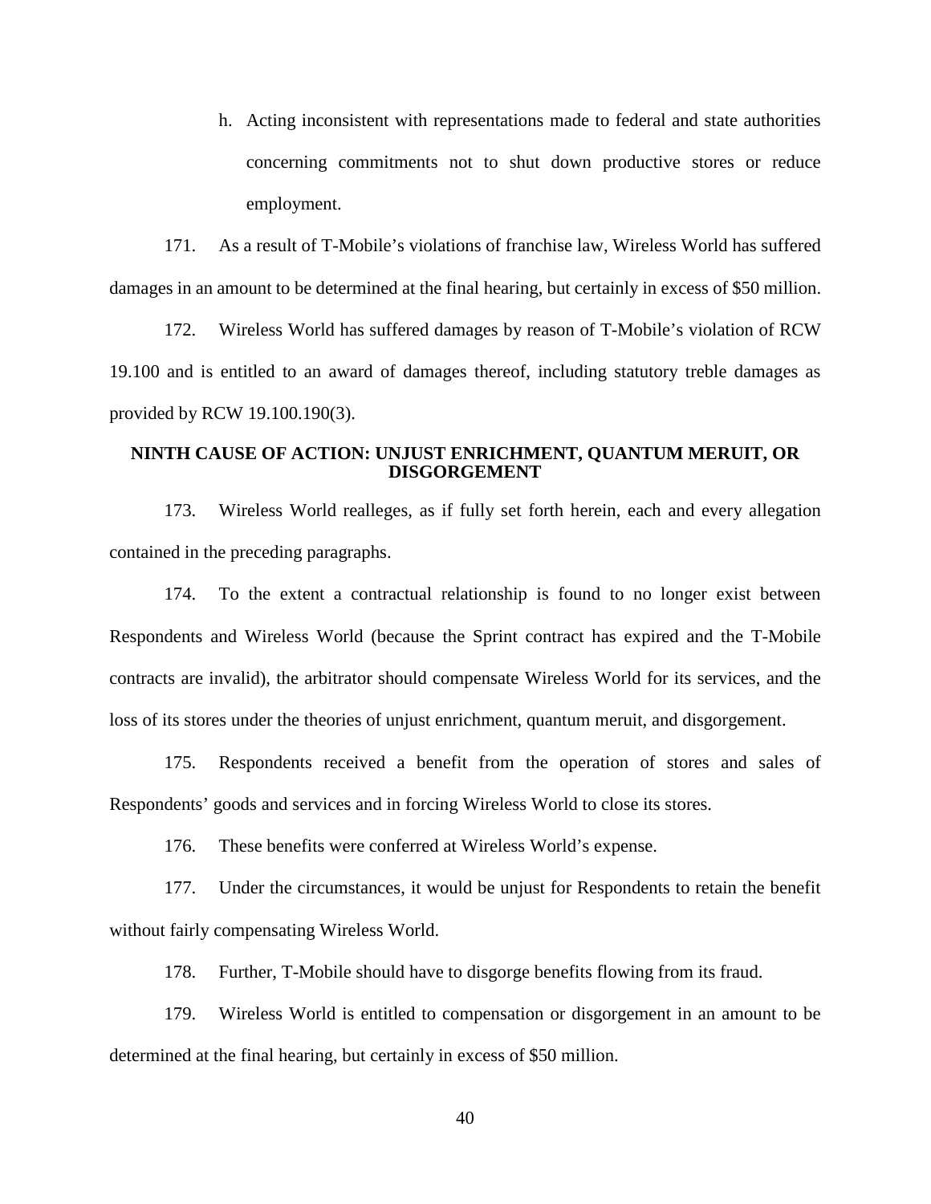h. Acting inconsistent with representations made to federal and state authorities concerning commitments not to shut down productive stores or reduce employment.

171. As a result of T-Mobile's violations of franchise law, Wireless World has suffered damages in an amount to be determined at the final hearing, but certainly in excess of $50 million.

172. Wireless World has suffered damages by reason of T-Mobile's violation of RCW 19.100 and is entitled to an award of damages thereof, including statutory treble damages as provided by RCW 19.100.190(3).

**NINTH CAUSE OF ACTION: UNJUST ENRICHMENT, QUANTUM MERUIT, OR DISGORGEMENT**

173. Wireless World realleges, as if fully set forth herein, each and every allegation contained in the preceding paragraphs.

174. To the extent a contractual relationship is found to no longer exist between Respondents and Wireless World (because the Sprint contract has expired and the T-Mobile contracts are invalid), the arbitrator should compensate Wireless World for its services, and the loss of its stores under the theories of unjust enrichment, quantum meruit, and disgorgement.

175. Respondents received a benefit from the operation of stores and sales of Respondents' goods and services and in forcing Wireless World to close its stores.

176. These benefits were conferred at Wireless World's expense.

177. Under the circumstances, it would be unjust for Respondents to retain the benefit without fairly compensating Wireless World.

178. Further, T-Mobile should have to disgorge benefits flowing from its fraud.

179. Wireless World is entitled to compensation or disgorgement in an amount to be determined at the final hearing, but certainly in excess of $50 million.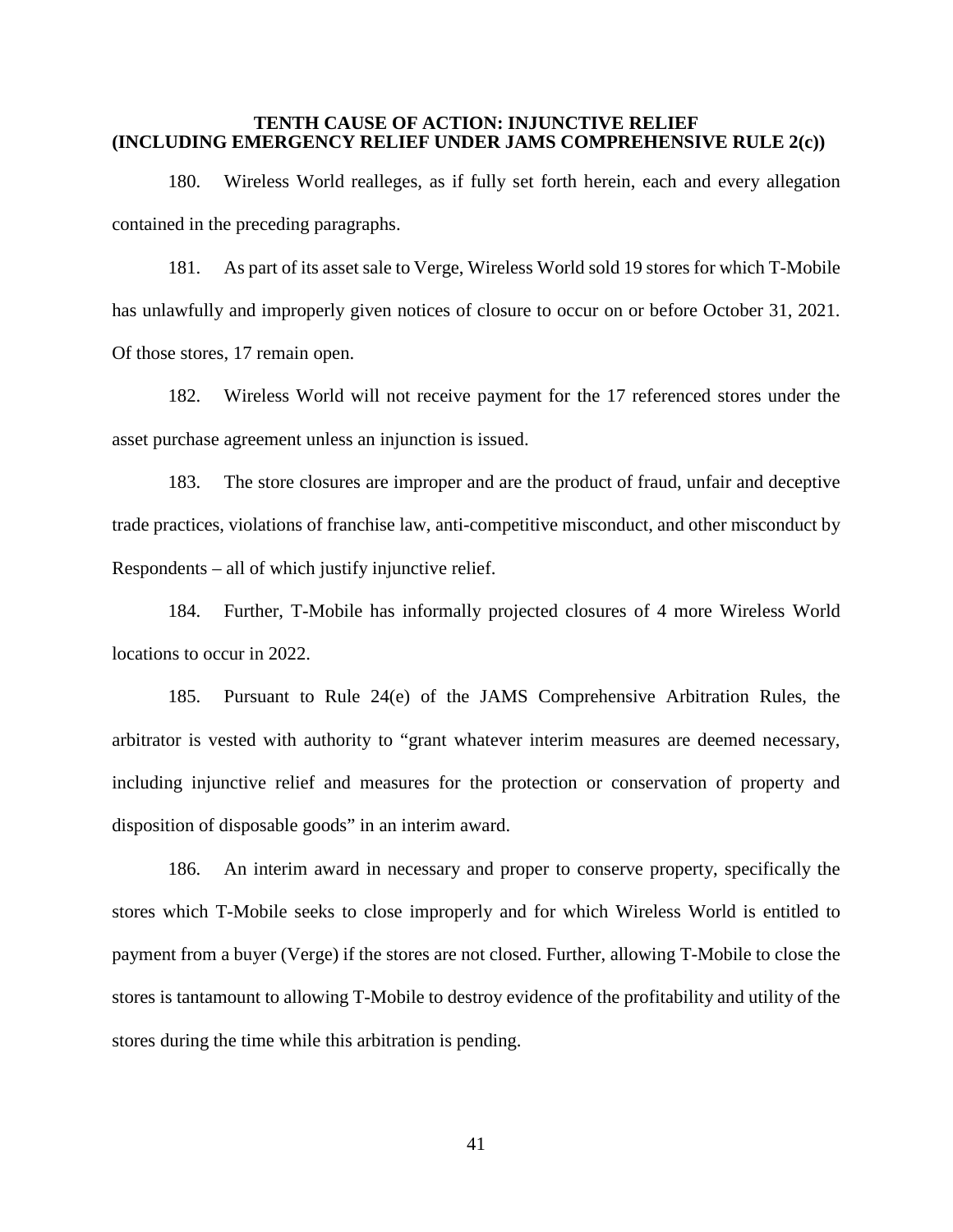## TENTH CAUSE OF ACTION: INJUNCTIVE RELIEF (INCLUDING EMERGENCY RELIEF UNDER JAMS COMPREHENSIVE RULE 2(c))

180. Wireless World realleges, as if fully set forth herein, each and every allegation contained in the preceding paragraphs.

181. As part of its asset sale to Verge, Wireless World sold 19 stores for which T-Mobile has unlawfully and improperly given notices of closure to occur on or before October 31, 2021. Of those stores, 17 remain open.

182. Wireless World will not receive payment for the 17 referenced stores under the asset purchase agreement unless an injunction is issued.

183. The store closures are improper and are the product of fraud, unfair and deceptive trade practices, violations of franchise law, anti-competitive misconduct, and other misconduct by Respondents – all of which justify injunctive relief.

184. Further, T-Mobile has informally projected closures of 4 more Wireless World locations to occur in 2022.

185. Pursuant to Rule 24(e) of the JAMS Comprehensive Arbitration Rules, the arbitrator is vested with authority to "grant whatever interim measures are deemed necessary, including injunctive relief and measures for the protection or conservation of property and disposition of disposable goods" in an interim award.

186. An interim award in necessary and proper to conserve property, specifically the stores which T-Mobile seeks to close improperly and for which Wireless World is entitled to payment from a buyer (Verge) if the stores are not closed. Further, allowing T-Mobile to close the stores is tantamount to allowing T-Mobile to destroy evidence of the profitability and utility of the stores during the time while this arbitration is pending.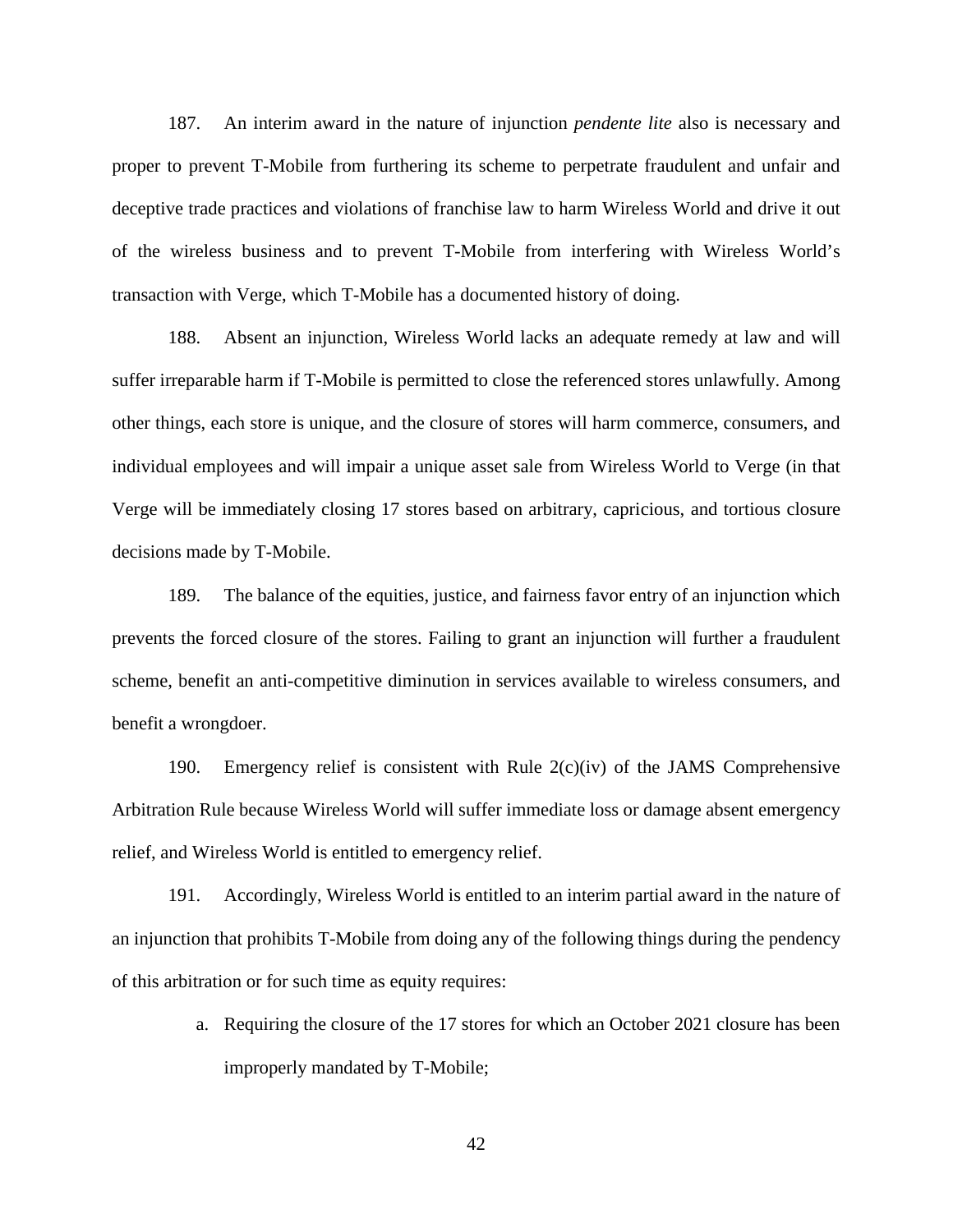187. An interim award in the nature of injunction *pendente lite* also is necessary and proper to prevent T-Mobile from furthering its scheme to perpetrate fraudulent and unfair and deceptive trade practices and violations of franchise law to harm Wireless World and drive it out of the wireless business and to prevent T-Mobile from interfering with Wireless World's transaction with Verge, which T-Mobile has a documented history of doing.

188. Absent an injunction, Wireless World lacks an adequate remedy at law and will suffer irreparable harm if T-Mobile is permitted to close the referenced stores unlawfully. Among other things, each store is unique, and the closure of stores will harm commerce, consumers, and individual employees and will impair a unique asset sale from Wireless World to Verge (in that Verge will be immediately closing 17 stores based on arbitrary, capricious, and tortious closure decisions made by T-Mobile.

189. The balance of the equities, justice, and fairness favor entry of an injunction which prevents the forced closure of the stores. Failing to grant an injunction will further a fraudulent scheme, benefit an anti-competitive diminution in services available to wireless consumers, and benefit a wrongdoer.

190. Emergency relief is consistent with Rule 2(c)(iv) of the JAMS Comprehensive Arbitration Rule because Wireless World will suffer immediate loss or damage absent emergency relief, and Wireless World is entitled to emergency relief.

191. Accordingly, Wireless World is entitled to an interim partial award in the nature of an injunction that prohibits T-Mobile from doing any of the following things during the pendency of this arbitration or for such time as equity requires:

a. Requiring the closure of the 17 stores for which an October 2021 closure has been improperly mandated by T-Mobile;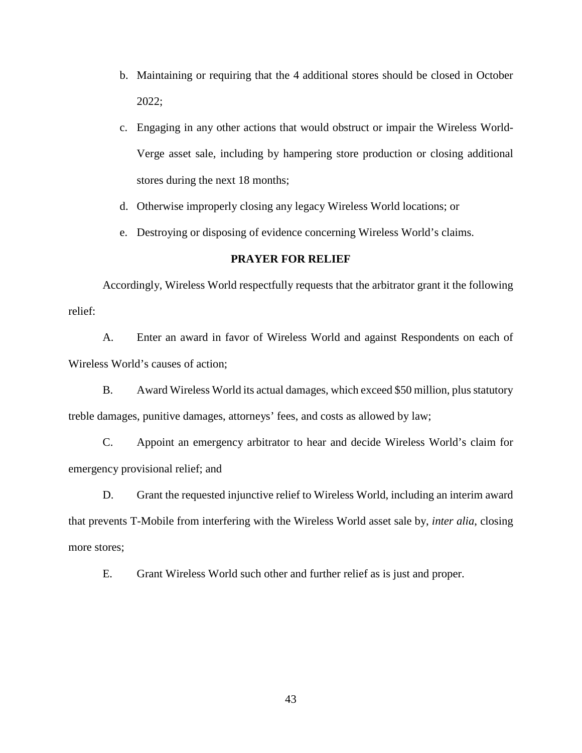b. Maintaining or requiring that the 4 additional stores should be closed in October 2022;

c. Engaging in any other actions that would obstruct or impair the Wireless World-Verge asset sale, including by hampering store production or closing additional stores during the next 18 months;

d. Otherwise improperly closing any legacy Wireless World locations; or

e. Destroying or disposing of evidence concerning Wireless World's claims.

## PRAYER FOR RELIEF

Accordingly, Wireless World respectfully requests that the arbitrator grant it the following relief:

A. Enter an award in favor of Wireless World and against Respondents on each of Wireless World's causes of action;

B. Award Wireless World its actual damages, which exceed $50 million, plus statutory treble damages, punitive damages, attorneys' fees, and costs as allowed by law;

C. Appoint an emergency arbitrator to hear and decide Wireless World's claim for emergency provisional relief; and

D. Grant the requested injunctive relief to Wireless World, including an interim award that prevents T-Mobile from interfering with the Wireless World asset sale by, *inter alia*, closing more stores;

E. Grant Wireless World such other and further relief as is just and proper.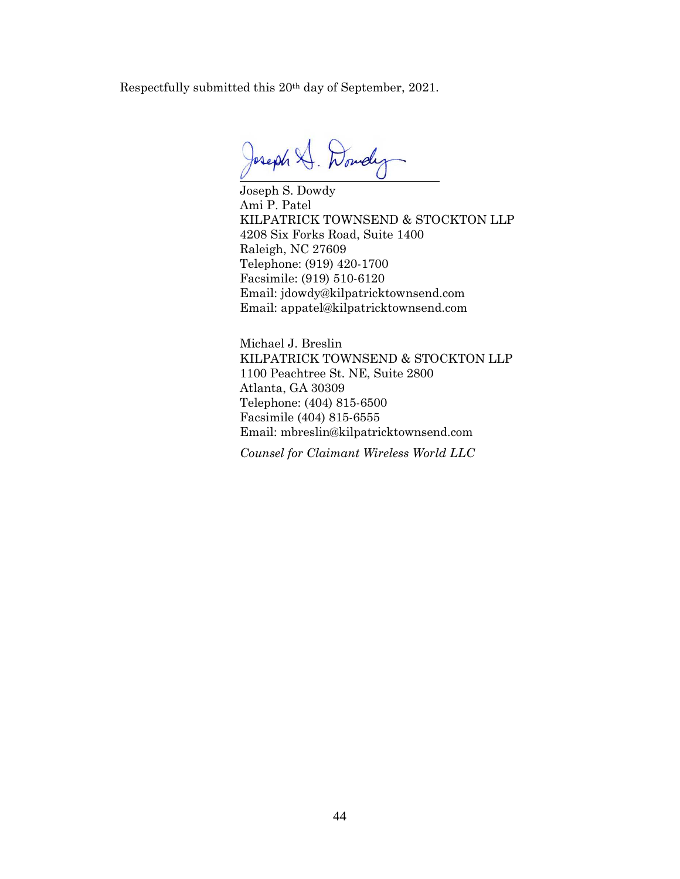Respectfully submitted this 20th day of September, 2021.

Joseph S. Dowdy
Ami P. Patel
KILPATRICK TOWNSEND & STOCKTON LLP
4208 Six Forks Road, Suite 1400
Raleigh, NC 27609
Telephone: (919) 420-1700
Facsimile: (919) 510-6120
Email: jdowdy@kilpatricktownsend.com
Email: appatel@kilpatricktownsend.com

Michael J. Breslin
KILPATRICK TOWNSEND & STOCKTON LLP
1100 Peachtree St. NE, Suite 2800
Atlanta, GA 30309
Telephone: (404) 815-6500
Facsimile (404) 815-6555
Email: mbreslin@kilpatricktownsend.com

*Counsel for Claimant Wireless World LLC*